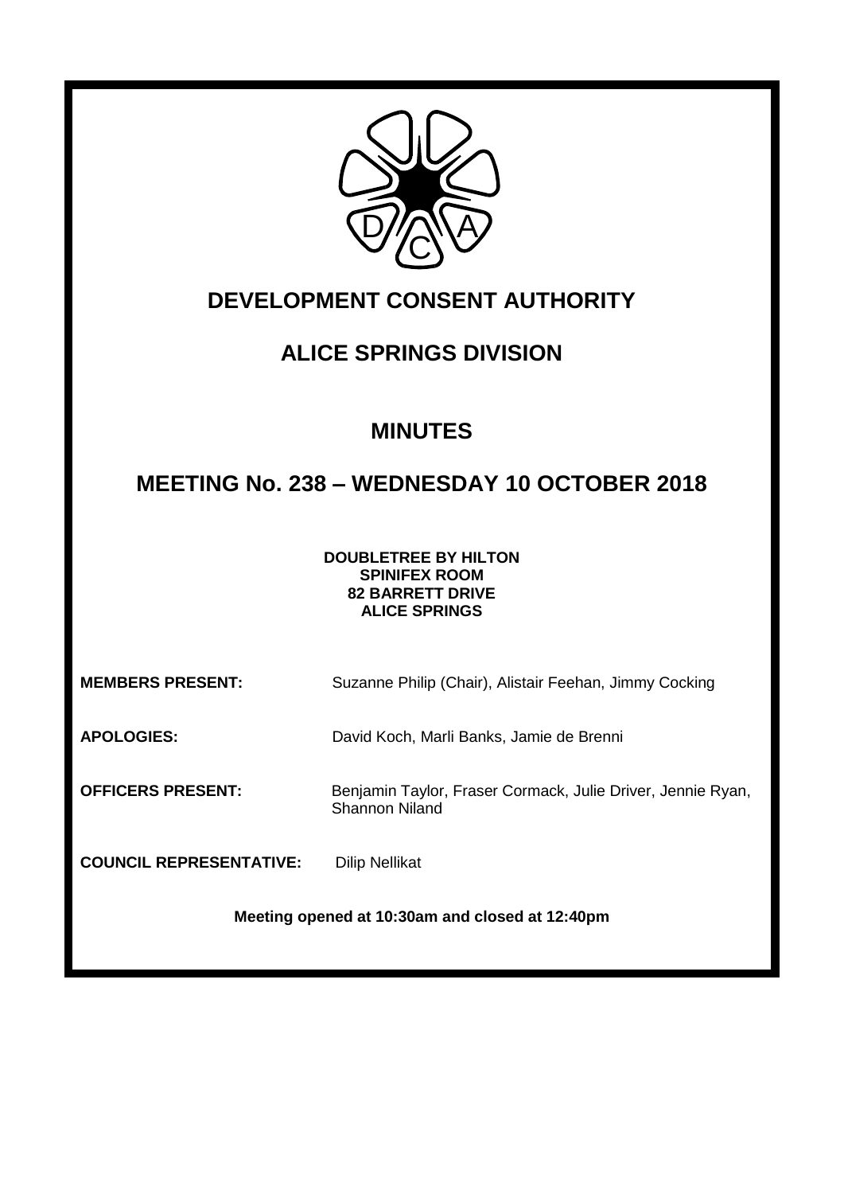# DEVELOPMENT CONSENT AUTHORITY

## ALICE SPRINGS DIVISION

## MINUTES

## MEETING No. 238 – WEDNESDAY 10 OCTOBER 2018

**DOUBLETREE BY HILTON**
**SPINIFEX ROOM**
**82 BARRETT DRIVE**
**ALICE SPRINGS**

**MEMBERS PRESENT:** Suzanne Philip (Chair), Alistair Feehan, Jimmy Cocking

**APOLOGIES:** David Koch, Marli Banks, Jamie de Brenni

**OFFICERS PRESENT:** Benjamin Taylor, Fraser Cormack, Julie Driver, Jennie Ryan, Shannon Niland

**COUNCIL REPRESENTATIVE:** Dilip Nellikat

**Meeting opened at 10:30am and closed at 12:40pm**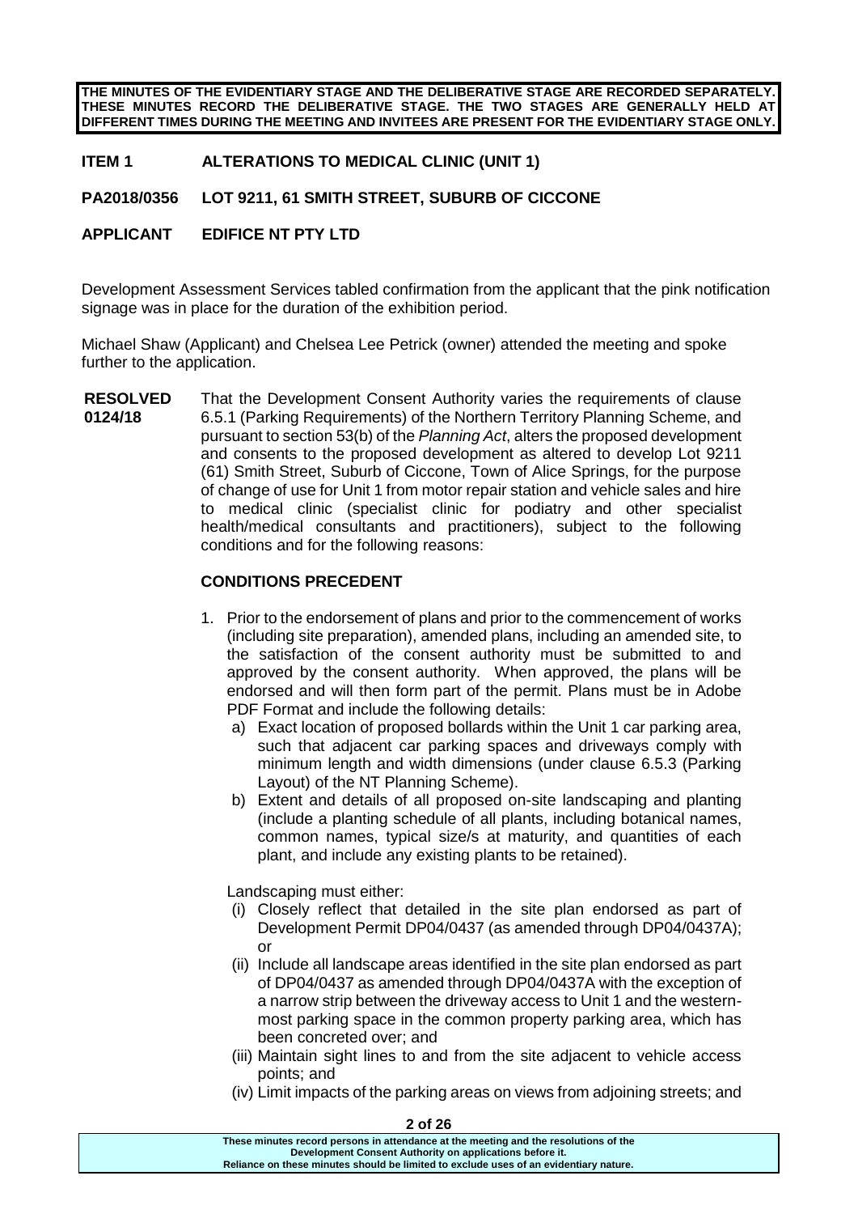**THE MINUTES OF THE EVIDENTIARY STAGE AND THE DELIBERATIVE STAGE ARE RECORDED SEPARATELY. THESE MINUTES RECORD THE DELIBERATIVE STAGE. THE TWO STAGES ARE GENERALLY HELD AT DIFFERENT TIMES DURING THE MEETING AND INVITEES ARE PRESENT FOR THE EVIDENTIARY STAGE ONLY.**

**ITEM 1 ALTERATIONS TO MEDICAL CLINIC (UNIT 1)**

**PA2018/0356 LOT 9211, 61 SMITH STREET, SUBURB OF CICCONE**

**APPLICANT EDIFICE NT PTY LTD**

Development Assessment Services tabled confirmation from the applicant that the pink notification signage was in place for the duration of the exhibition period.

Michael Shaw (Applicant) and Chelsea Lee Petrick (owner) attended the meeting and spoke further to the application.

**RESOLVED 0124/18** That the Development Consent Authority varies the requirements of clause 6.5.1 (Parking Requirements) of the Northern Territory Planning Scheme, and pursuant to section 53(b) of the *Planning Act*, alters the proposed development and consents to the proposed development as altered to develop Lot 9211 (61) Smith Street, Suburb of Ciccone, Town of Alice Springs, for the purpose of change of use for Unit 1 from motor repair station and vehicle sales and hire to medical clinic (specialist clinic for podiatry and other specialist health/medical consultants and practitioners), subject to the following conditions and for the following reasons:

**CONDITIONS PRECEDENT**

1. Prior to the endorsement of plans and prior to the commencement of works (including site preparation), amended plans, including an amended site, to the satisfaction of the consent authority must be submitted to and approved by the consent authority. When approved, the plans will be endorsed and will then form part of the permit. Plans must be in Adobe PDF Format and include the following details:
   a) Exact location of proposed bollards within the Unit 1 car parking area, such that adjacent car parking spaces and driveways comply with minimum length and width dimensions (under clause 6.5.3 (Parking Layout) of the NT Planning Scheme).
   b) Extent and details of all proposed on-site landscaping and planting (include a planting schedule of all plants, including botanical names, common names, typical size/s at maturity, and quantities of each plant, and include any existing plants to be retained).

   Landscaping must either:
   (i) Closely reflect that detailed in the site plan endorsed as part of Development Permit DP04/0437 (as amended through DP04/0437A); or
   (ii) Include all landscape areas identified in the site plan endorsed as part of DP04/0437 as amended through DP04/0437A with the exception of a narrow strip between the driveway access to Unit 1 and the western-most parking space in the common property parking area, which has been concreted over; and
   (iii) Maintain sight lines to and from the site adjacent to vehicle access points; and
   (iv) Limit impacts of the parking areas on views from adjoining streets; and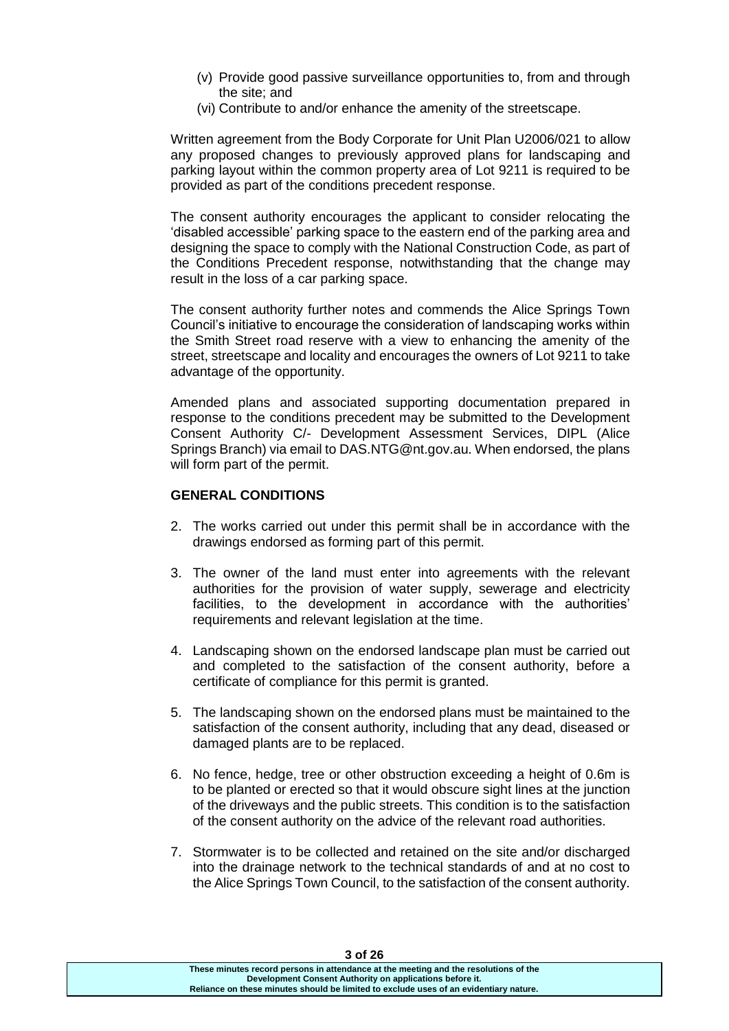(v) Provide good passive surveillance opportunities to, from and through the site; and

(vi) Contribute to and/or enhance the amenity of the streetscape.

Written agreement from the Body Corporate for Unit Plan U2006/021 to allow any proposed changes to previously approved plans for landscaping and parking layout within the common property area of Lot 9211 is required to be provided as part of the conditions precedent response.

The consent authority encourages the applicant to consider relocating the 'disabled accessible' parking space to the eastern end of the parking area and designing the space to comply with the National Construction Code, as part of the Conditions Precedent response, notwithstanding that the change may result in the loss of a car parking space.

The consent authority further notes and commends the Alice Springs Town Council's initiative to encourage the consideration of landscaping works within the Smith Street road reserve with a view to enhancing the amenity of the street, streetscape and locality and encourages the owners of Lot 9211 to take advantage of the opportunity.

Amended plans and associated supporting documentation prepared in response to the conditions precedent may be submitted to the Development Consent Authority C/- Development Assessment Services, DIPL (Alice Springs Branch) via email to DAS.NTG@nt.gov.au. When endorsed, the plans will form part of the permit.

**GENERAL CONDITIONS**

2. The works carried out under this permit shall be in accordance with the drawings endorsed as forming part of this permit.

3. The owner of the land must enter into agreements with the relevant authorities for the provision of water supply, sewerage and electricity facilities, to the development in accordance with the authorities' requirements and relevant legislation at the time.

4. Landscaping shown on the endorsed landscape plan must be carried out and completed to the satisfaction of the consent authority, before a certificate of compliance for this permit is granted.

5. The landscaping shown on the endorsed plans must be maintained to the satisfaction of the consent authority, including that any dead, diseased or damaged plants are to be replaced.

6. No fence, hedge, tree or other obstruction exceeding a height of 0.6m is to be planted or erected so that it would obscure sight lines at the junction of the driveways and the public streets. This condition is to the satisfaction of the consent authority on the advice of the relevant road authorities.

7. Stormwater is to be collected and retained on the site and/or discharged into the drainage network to the technical standards of and at no cost to the Alice Springs Town Council, to the satisfaction of the consent authority.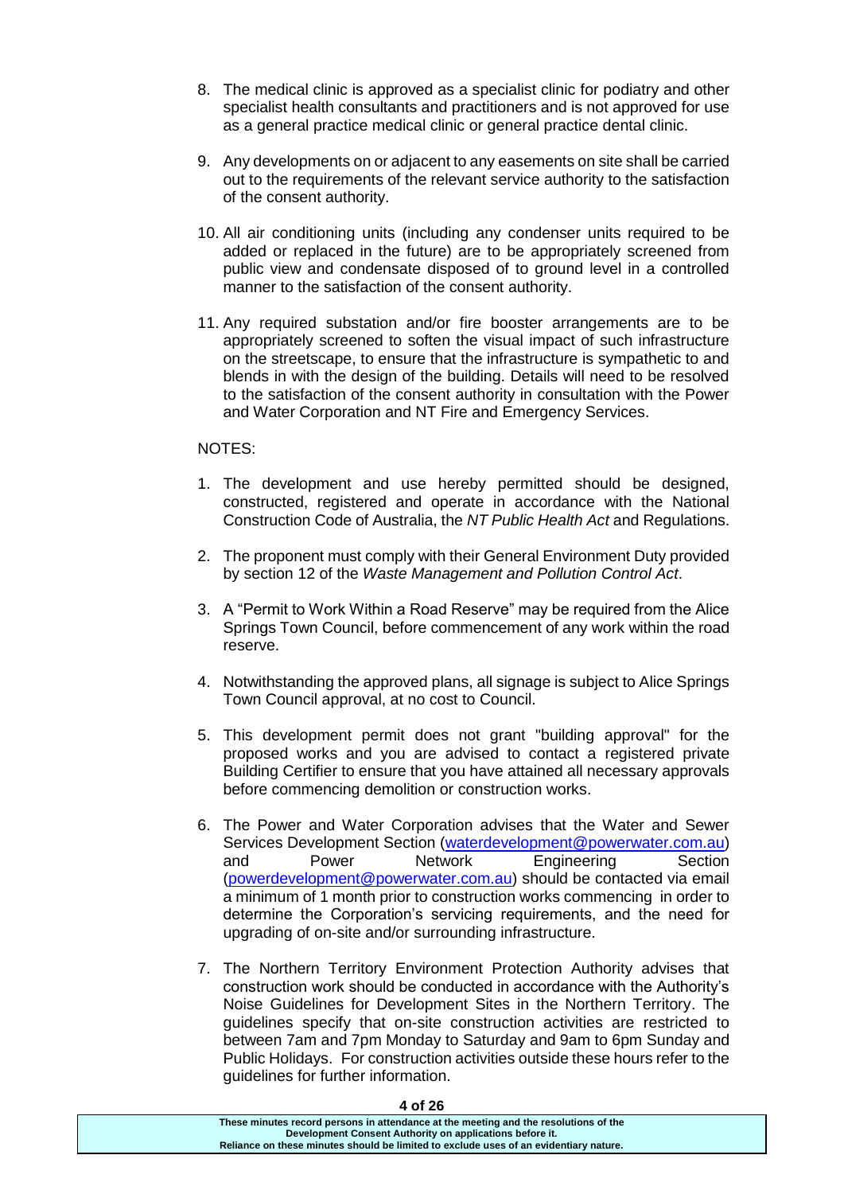8. The medical clinic is approved as a specialist clinic for podiatry and other specialist health consultants and practitioners and is not approved for use as a general practice medical clinic or general practice dental clinic.

9. Any developments on or adjacent to any easements on site shall be carried out to the requirements of the relevant service authority to the satisfaction of the consent authority.

10. All air conditioning units (including any condenser units required to be added or replaced in the future) are to be appropriately screened from public view and condensate disposed of to ground level in a controlled manner to the satisfaction of the consent authority.

11. Any required substation and/or fire booster arrangements are to be appropriately screened to soften the visual impact of such infrastructure on the streetscape, to ensure that the infrastructure is sympathetic to and blends in with the design of the building. Details will need to be resolved to the satisfaction of the consent authority in consultation with the Power and Water Corporation and NT Fire and Emergency Services.

NOTES:

1. The development and use hereby permitted should be designed, constructed, registered and operate in accordance with the National Construction Code of Australia, the *NT Public Health Act* and Regulations.

2. The proponent must comply with their General Environment Duty provided by section 12 of the *Waste Management and Pollution Control Act*.

3. A "Permit to Work Within a Road Reserve" may be required from the Alice Springs Town Council, before commencement of any work within the road reserve.

4. Notwithstanding the approved plans, all signage is subject to Alice Springs Town Council approval, at no cost to Council.

5. This development permit does not grant "building approval" for the proposed works and you are advised to contact a registered private Building Certifier to ensure that you have attained all necessary approvals before commencing demolition or construction works.

6. The Power and Water Corporation advises that the Water and Sewer Services Development Section (waterdevelopment@powerwater.com.au) and Power Network Engineering Section (powerdevelopment@powerwater.com.au) should be contacted via email a minimum of 1 month prior to construction works commencing in order to determine the Corporation's servicing requirements, and the need for upgrading of on-site and/or surrounding infrastructure.

7. The Northern Territory Environment Protection Authority advises that construction work should be conducted in accordance with the Authority's Noise Guidelines for Development Sites in the Northern Territory. The guidelines specify that on-site construction activities are restricted to between 7am and 7pm Monday to Saturday and 9am to 6pm Sunday and Public Holidays. For construction activities outside these hours refer to the guidelines for further information.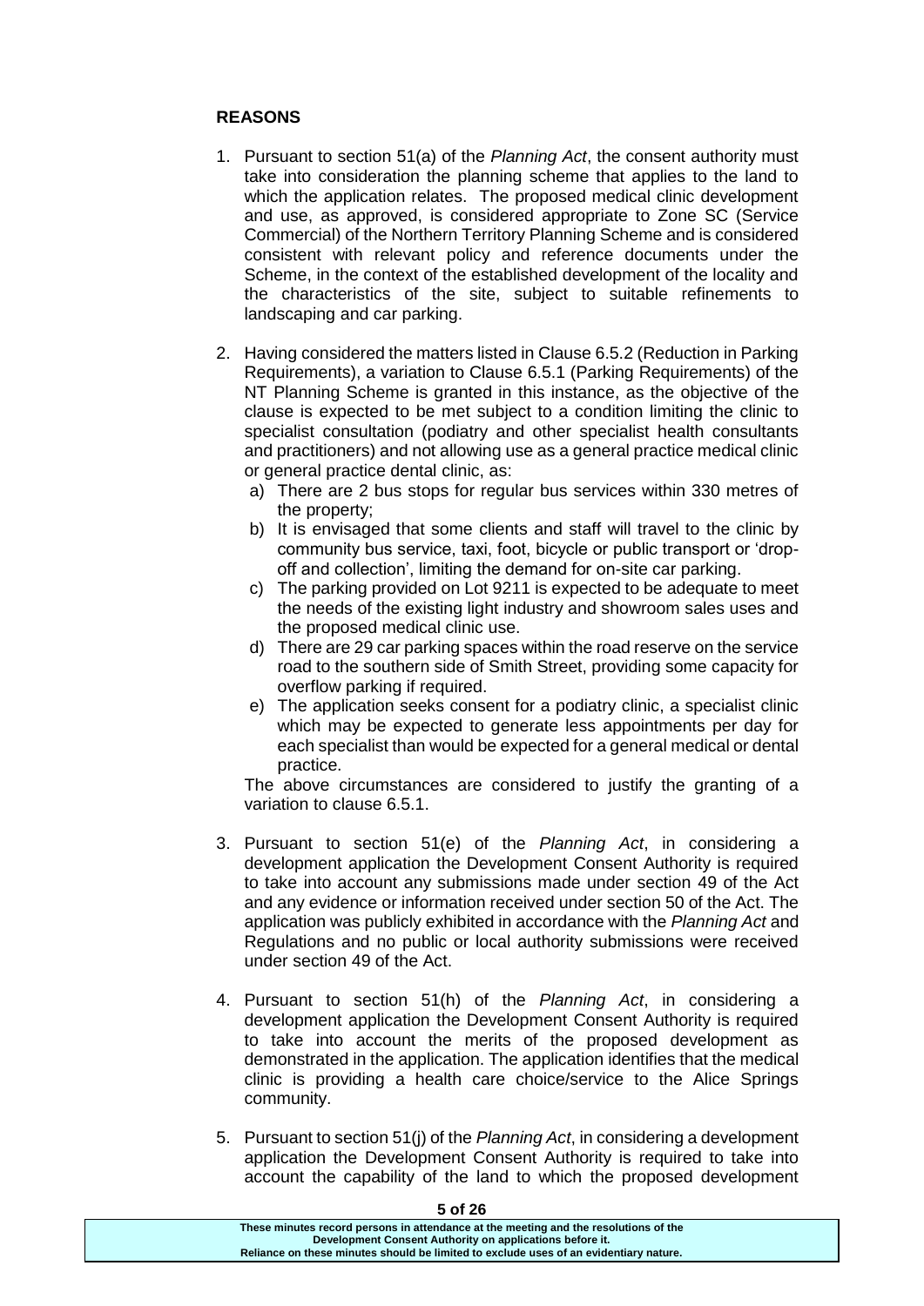**REASONS**

1. Pursuant to section 51(a) of the *Planning Act*, the consent authority must take into consideration the planning scheme that applies to the land to which the application relates. The proposed medical clinic development and use, as approved, is considered appropriate to Zone SC (Service Commercial) of the Northern Territory Planning Scheme and is considered consistent with relevant policy and reference documents under the Scheme, in the context of the established development of the locality and the characteristics of the site, subject to suitable refinements to landscaping and car parking.

2. Having considered the matters listed in Clause 6.5.2 (Reduction in Parking Requirements), a variation to Clause 6.5.1 (Parking Requirements) of the NT Planning Scheme is granted in this instance, as the objective of the clause is expected to be met subject to a condition limiting the clinic to specialist consultation (podiatry and other specialist health consultants and practitioners) and not allowing use as a general practice medical clinic or general practice dental clinic, as:
   a) There are 2 bus stops for regular bus services within 330 metres of the property;
   b) It is envisaged that some clients and staff will travel to the clinic by community bus service, taxi, foot, bicycle or public transport or 'drop-off and collection', limiting the demand for on-site car parking.
   c) The parking provided on Lot 9211 is expected to be adequate to meet the needs of the existing light industry and showroom sales uses and the proposed medical clinic use.
   d) There are 29 car parking spaces within the road reserve on the service road to the southern side of Smith Street, providing some capacity for overflow parking if required.
   e) The application seeks consent for a podiatry clinic, a specialist clinic which may be expected to generate less appointments per day for each specialist than would be expected for a general medical or dental practice.

   The above circumstances are considered to justify the granting of a variation to clause 6.5.1.

3. Pursuant to section 51(e) of the *Planning Act*, in considering a development application the Development Consent Authority is required to take into account any submissions made under section 49 of the Act and any evidence or information received under section 50 of the Act. The application was publicly exhibited in accordance with the *Planning Act* and Regulations and no public or local authority submissions were received under section 49 of the Act.

4. Pursuant to section 51(h) of the *Planning Act*, in considering a development application the Development Consent Authority is required to take into account the merits of the proposed development as demonstrated in the application. The application identifies that the medical clinic is providing a health care choice/service to the Alice Springs community.

5. Pursuant to section 51(j) of the *Planning Act*, in considering a development application the Development Consent Authority is required to take into account the capability of the land to which the proposed development

These minutes record persons in attendance at the meeting and the resolutions of the Development Consent Authority on applications before it.
Reliance on these minutes should be limited to exclude uses of an evidentiary nature.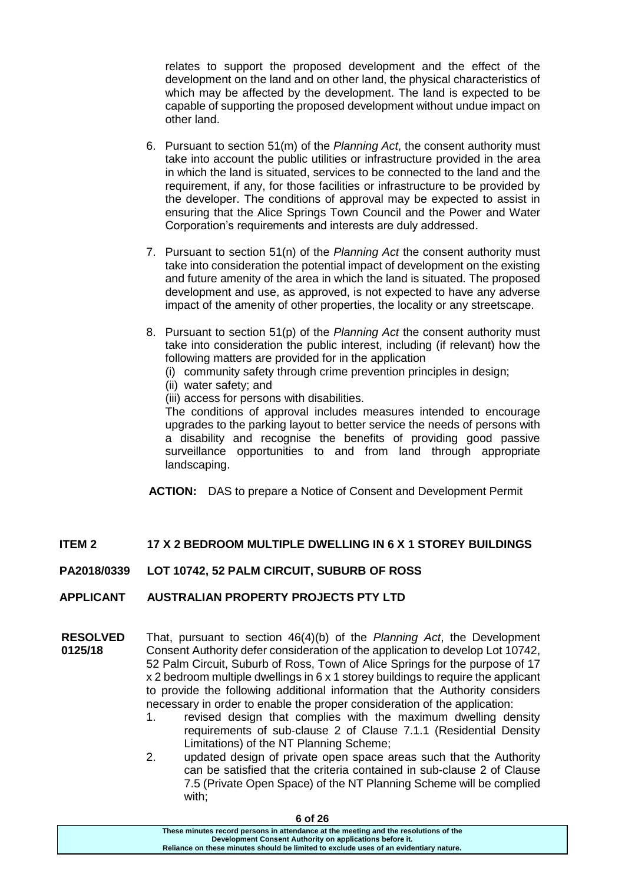relates to support the proposed development and the effect of the development on the land and on other land, the physical characteristics of which may be affected by the development. The land is expected to be capable of supporting the proposed development without undue impact on other land.

6. Pursuant to section 51(m) of the *Planning Act*, the consent authority must take into account the public utilities or infrastructure provided in the area in which the land is situated, services to be connected to the land and the requirement, if any, for those facilities or infrastructure to be provided by the developer. The conditions of approval may be expected to assist in ensuring that the Alice Springs Town Council and the Power and Water Corporation's requirements and interests are duly addressed.

7. Pursuant to section 51(n) of the *Planning Act* the consent authority must take into consideration the potential impact of development on the existing and future amenity of the area in which the land is situated. The proposed development and use, as approved, is not expected to have any adverse impact of the amenity of other properties, the locality or any streetscape.

8. Pursuant to section 51(p) of the *Planning Act* the consent authority must take into consideration the public interest, including (if relevant) how the following matters are provided for in the application
   (i) community safety through crime prevention principles in design;
   (ii) water safety; and
   (iii) access for persons with disabilities.

   The conditions of approval includes measures intended to encourage upgrades to the parking layout to better service the needs of persons with a disability and recognise the benefits of providing good passive surveillance opportunities to and from land through appropriate landscaping.

**ACTION:** DAS to prepare a Notice of Consent and Development Permit

**ITEM 2 17 X 2 BEDROOM MULTIPLE DWELLING IN 6 X 1 STOREY BUILDINGS**

**PA2018/0339 LOT 10742, 52 PALM CIRCUIT, SUBURB OF ROSS**

**APPLICANT AUSTRALIAN PROPERTY PROJECTS PTY LTD**

**RESOLVED 0125/18**

That, pursuant to section 46(4)(b) of the *Planning Act*, the Development Consent Authority defer consideration of the application to develop Lot 10742, 52 Palm Circuit, Suburb of Ross, Town of Alice Springs for the purpose of 17 x 2 bedroom multiple dwellings in 6 x 1 storey buildings to require the applicant to provide the following additional information that the Authority considers necessary in order to enable the proper consideration of the application:

1. revised design that complies with the maximum dwelling density requirements of sub-clause 2 of Clause 7.1.1 (Residential Density Limitations) of the NT Planning Scheme;
2. updated design of private open space areas such that the Authority can be satisfied that the criteria contained in sub-clause 2 of Clause 7.5 (Private Open Space) of the NT Planning Scheme will be complied with;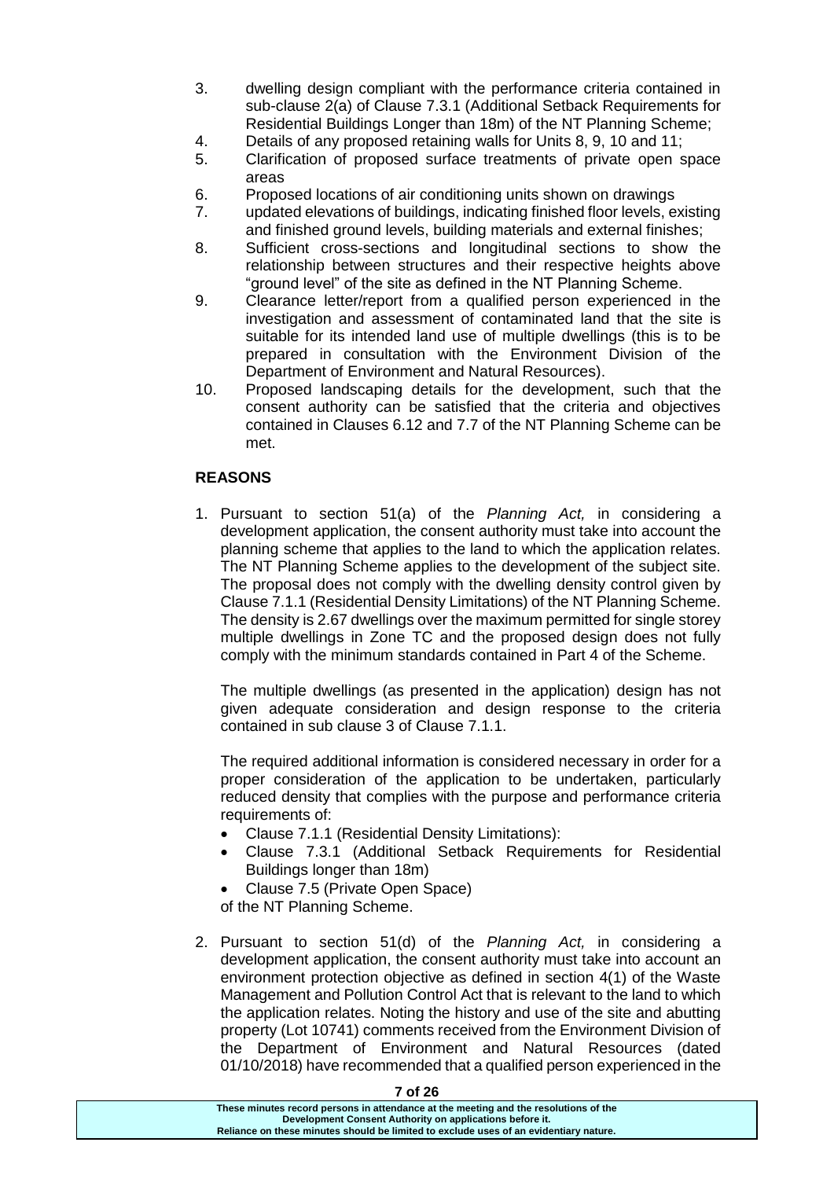3. dwelling design compliant with the performance criteria contained in sub-clause 2(a) of Clause 7.3.1 (Additional Setback Requirements for Residential Buildings Longer than 18m) of the NT Planning Scheme;
4. Details of any proposed retaining walls for Units 8, 9, 10 and 11;
5. Clarification of proposed surface treatments of private open space areas
6. Proposed locations of air conditioning units shown on drawings
7. updated elevations of buildings, indicating finished floor levels, existing and finished ground levels, building materials and external finishes;
8. Sufficient cross-sections and longitudinal sections to show the relationship between structures and their respective heights above "ground level" of the site as defined in the NT Planning Scheme.
9. Clearance letter/report from a qualified person experienced in the investigation and assessment of contaminated land that the site is suitable for its intended land use of multiple dwellings (this is to be prepared in consultation with the Environment Division of the Department of Environment and Natural Resources).
10. Proposed landscaping details for the development, such that the consent authority can be satisfied that the criteria and objectives contained in Clauses 6.12 and 7.7 of the NT Planning Scheme can be met.

**REASONS**

1. Pursuant to section 51(a) of the *Planning Act,* in considering a development application, the consent authority must take into account the planning scheme that applies to the land to which the application relates. The NT Planning Scheme applies to the development of the subject site. The proposal does not comply with the dwelling density control given by Clause 7.1.1 (Residential Density Limitations) of the NT Planning Scheme. The density is 2.67 dwellings over the maximum permitted for single storey multiple dwellings in Zone TC and the proposed design does not fully comply with the minimum standards contained in Part 4 of the Scheme.

   The multiple dwellings (as presented in the application) design has not given adequate consideration and design response to the criteria contained in sub clause 3 of Clause 7.1.1.

   The required additional information is considered necessary in order for a proper consideration of the application to be undertaken, particularly reduced density that complies with the purpose and performance criteria requirements of:

   - Clause 7.1.1 (Residential Density Limitations):
   - Clause 7.3.1 (Additional Setback Requirements for Residential Buildings longer than 18m)
   - Clause 7.5 (Private Open Space)

   of the NT Planning Scheme.

2. Pursuant to section 51(d) of the *Planning Act,* in considering a development application, the consent authority must take into account an environment protection objective as defined in section 4(1) of the Waste Management and Pollution Control Act that is relevant to the land to which the application relates. Noting the history and use of the site and abutting property (Lot 10741) comments received from the Environment Division of the Department of Environment and Natural Resources (dated 01/10/2018) have recommended that a qualified person experienced in the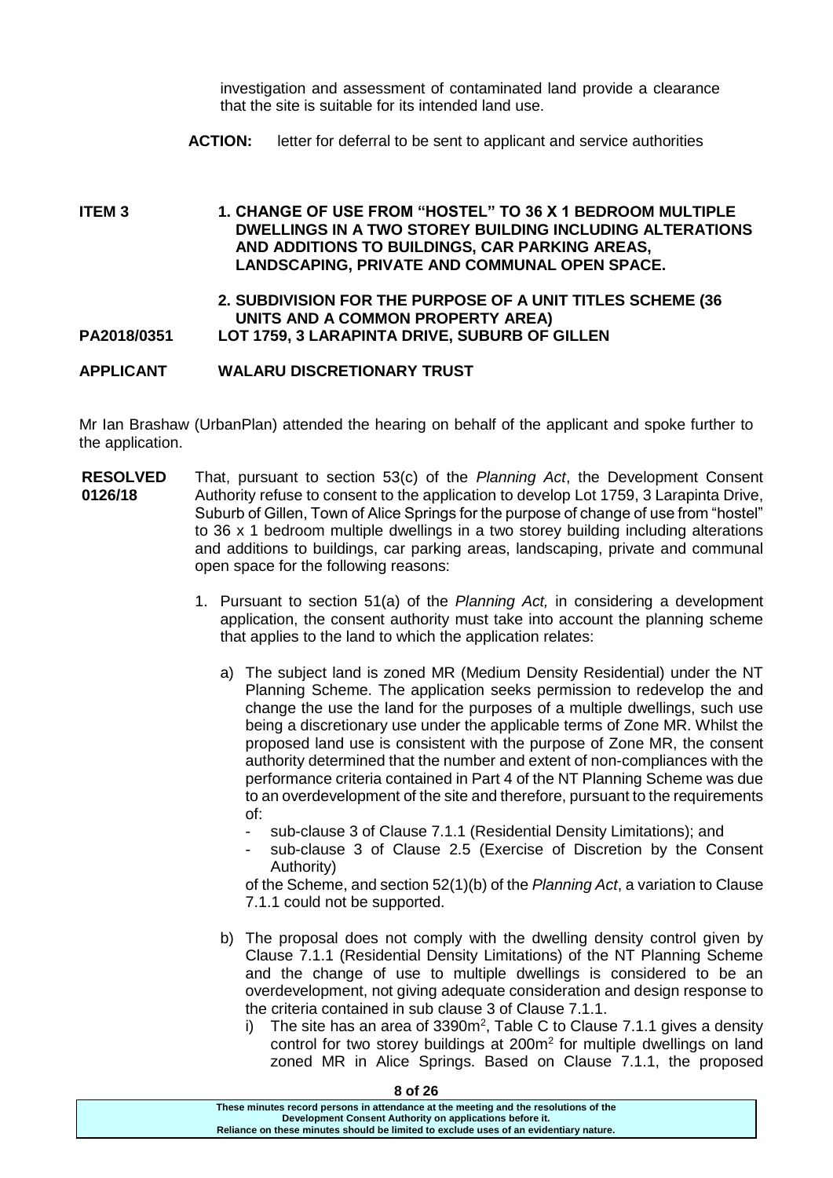investigation and assessment of contaminated land provide a clearance that the site is suitable for its intended land use.

**ACTION:** letter for deferral to be sent to applicant and service authorities

**ITEM 3** **1. CHANGE OF USE FROM "HOSTEL" TO 36 X 1 BEDROOM MULTIPLE DWELLINGS IN A TWO STOREY BUILDING INCLUDING ALTERATIONS AND ADDITIONS TO BUILDINGS, CAR PARKING AREAS, LANDSCAPING, PRIVATE AND COMMUNAL OPEN SPACE.**

**2. SUBDIVISION FOR THE PURPOSE OF A UNIT TITLES SCHEME (36 UNITS AND A COMMON PROPERTY AREA)**

**PA2018/0351** **LOT 1759, 3 LARAPINTA DRIVE, SUBURB OF GILLEN**

**APPLICANT** **WALARU DISCRETIONARY TRUST**

Mr Ian Brashaw (UrbanPlan) attended the hearing on behalf of the applicant and spoke further to the application.

**RESOLVED 0126/18** That, pursuant to section 53(c) of the *Planning Act*, the Development Consent Authority refuse to consent to the application to develop Lot 1759, 3 Larapinta Drive, Suburb of Gillen, Town of Alice Springs for the purpose of change of use from "hostel" to 36 x 1 bedroom multiple dwellings in a two storey building including alterations and additions to buildings, car parking areas, landscaping, private and communal open space for the following reasons:

1. Pursuant to section 51(a) of the *Planning Act,* in considering a development application, the consent authority must take into account the planning scheme that applies to the land to which the application relates:

   a) The subject land is zoned MR (Medium Density Residential) under the NT Planning Scheme. The application seeks permission to redevelop the and change the use the land for the purposes of a multiple dwellings, such use being a discretionary use under the applicable terms of Zone MR. Whilst the proposed land use is consistent with the purpose of Zone MR, the consent authority determined that the number and extent of non-compliances with the performance criteria contained in Part 4 of the NT Planning Scheme was due to an overdevelopment of the site and therefore, pursuant to the requirements of:

      - sub-clause 3 of Clause 7.1.1 (Residential Density Limitations); and
      - sub-clause 3 of Clause 2.5 (Exercise of Discretion by the Consent Authority)

      of the Scheme, and section 52(1)(b) of the *Planning Act*, a variation to Clause 7.1.1 could not be supported.

   b) The proposal does not comply with the dwelling density control given by Clause 7.1.1 (Residential Density Limitations) of the NT Planning Scheme and the change of use to multiple dwellings is considered to be an overdevelopment, not giving adequate consideration and design response to the criteria contained in sub clause 3 of Clause 7.1.1.

      i) The site has an area of 3390m$^2$, Table C to Clause 7.1.1 gives a density control for two storey buildings at 200m$^2$ for multiple dwellings on land zoned MR in Alice Springs. Based on Clause 7.1.1, the proposed

These minutes record persons in attendance at the meeting and the resolutions of the Development Consent Authority on applications before it.
Reliance on these minutes should be limited to exclude uses of an evidentiary nature.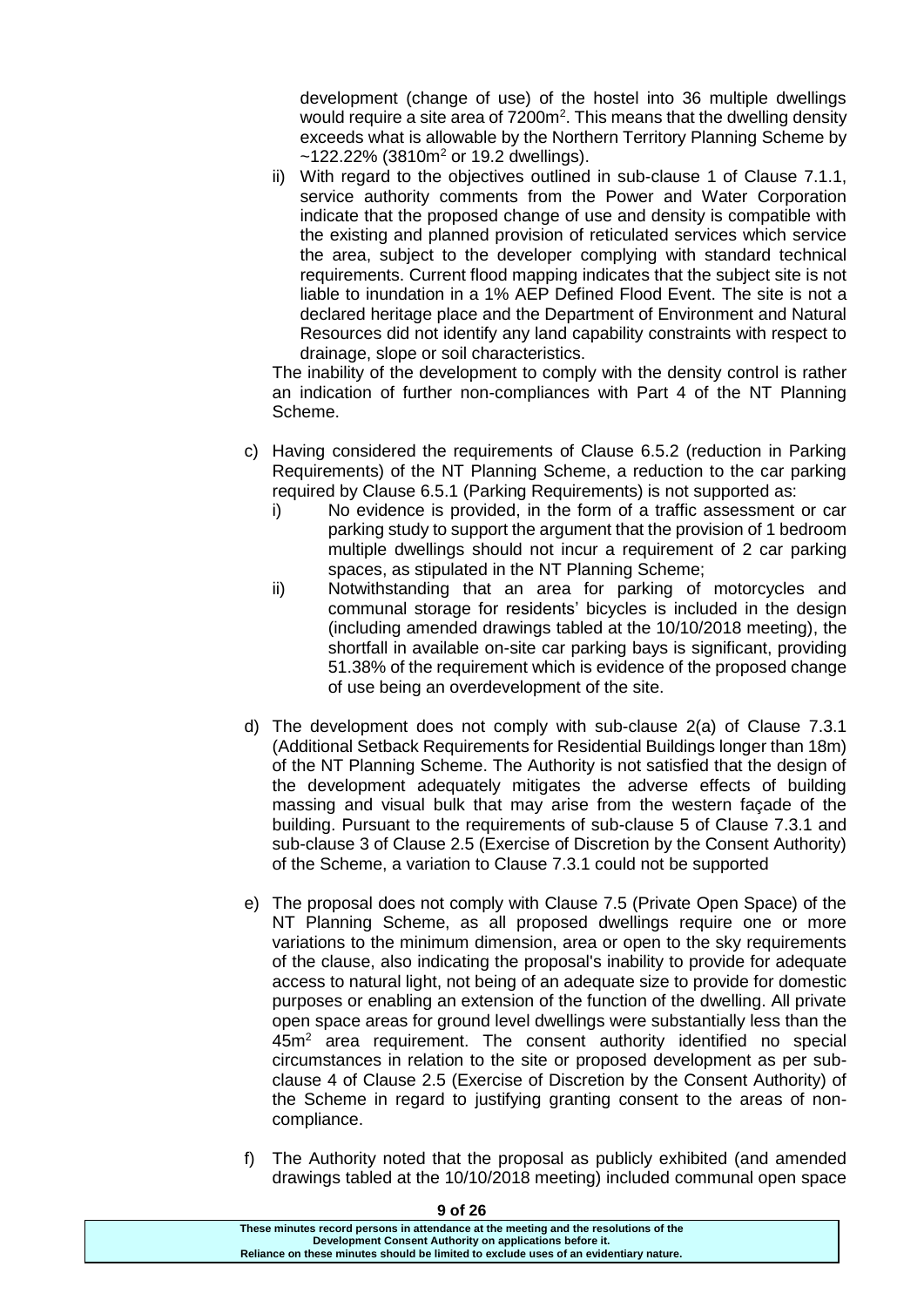development (change of use) of the hostel into 36 multiple dwellings would require a site area of 7200m$^2$. This means that the dwelling density exceeds what is allowable by the Northern Territory Planning Scheme by ~122.22% (3810m$^2$ or 19.2 dwellings).

ii) With regard to the objectives outlined in sub-clause 1 of Clause 7.1.1, service authority comments from the Power and Water Corporation indicate that the proposed change of use and density is compatible with the existing and planned provision of reticulated services which service the area, subject to the developer complying with standard technical requirements. Current flood mapping indicates that the subject site is not liable to inundation in a 1% AEP Defined Flood Event. The site is not a declared heritage place and the Department of Environment and Natural Resources did not identify any land capability constraints with respect to drainage, slope or soil characteristics.

The inability of the development to comply with the density control is rather an indication of further non-compliances with Part 4 of the NT Planning Scheme.

c) Having considered the requirements of Clause 6.5.2 (reduction in Parking Requirements) of the NT Planning Scheme, a reduction to the car parking required by Clause 6.5.1 (Parking Requirements) is not supported as:

   i) No evidence is provided, in the form of a traffic assessment or car parking study to support the argument that the provision of 1 bedroom multiple dwellings should not incur a requirement of 2 car parking spaces, as stipulated in the NT Planning Scheme;

   ii) Notwithstanding that an area for parking of motorcycles and communal storage for residents' bicycles is included in the design (including amended drawings tabled at the 10/10/2018 meeting), the shortfall in available on-site car parking bays is significant, providing 51.38% of the requirement which is evidence of the proposed change of use being an overdevelopment of the site.

d) The development does not comply with sub-clause 2(a) of Clause 7.3.1 (Additional Setback Requirements for Residential Buildings longer than 18m) of the NT Planning Scheme. The Authority is not satisfied that the design of the development adequately mitigates the adverse effects of building massing and visual bulk that may arise from the western façade of the building. Pursuant to the requirements of sub-clause 5 of Clause 7.3.1 and sub-clause 3 of Clause 2.5 (Exercise of Discretion by the Consent Authority) of the Scheme, a variation to Clause 7.3.1 could not be supported

e) The proposal does not comply with Clause 7.5 (Private Open Space) of the NT Planning Scheme, as all proposed dwellings require one or more variations to the minimum dimension, area or open to the sky requirements of the clause, also indicating the proposal's inability to provide for adequate access to natural light, not being of an adequate size to provide for domestic purposes or enabling an extension of the function of the dwelling. All private open space areas for ground level dwellings were substantially less than the 45m$^2$ area requirement. The consent authority identified no special circumstances in relation to the site or proposed development as per sub-clause 4 of Clause 2.5 (Exercise of Discretion by the Consent Authority) of the Scheme in regard to justifying granting consent to the areas of non-compliance.

f) The Authority noted that the proposal as publicly exhibited (and amended drawings tabled at the 10/10/2018 meeting) included communal open space

These minutes record persons in attendance at the meeting and the resolutions of the Development Consent Authority on applications before it.
Reliance on these minutes should be limited to exclude uses of an evidentiary nature.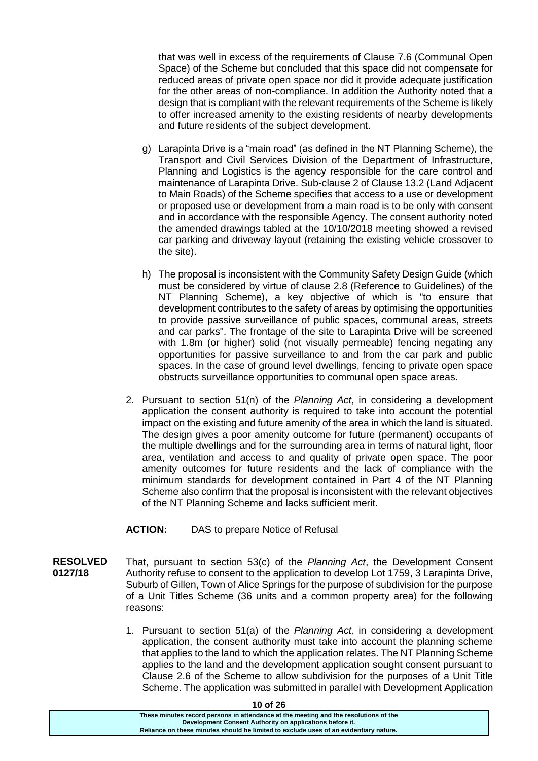that was well in excess of the requirements of Clause 7.6 (Communal Open Space) of the Scheme but concluded that this space did not compensate for reduced areas of private open space nor did it provide adequate justification for the other areas of non-compliance. In addition the Authority noted that a design that is compliant with the relevant requirements of the Scheme is likely to offer increased amenity to the existing residents of nearby developments and future residents of the subject development.

g) Larapinta Drive is a "main road" (as defined in the NT Planning Scheme), the Transport and Civil Services Division of the Department of Infrastructure, Planning and Logistics is the agency responsible for the care control and maintenance of Larapinta Drive. Sub-clause 2 of Clause 13.2 (Land Adjacent to Main Roads) of the Scheme specifies that access to a use or development or proposed use or development from a main road is to be only with consent and in accordance with the responsible Agency. The consent authority noted the amended drawings tabled at the 10/10/2018 meeting showed a revised car parking and driveway layout (retaining the existing vehicle crossover to the site).

h) The proposal is inconsistent with the Community Safety Design Guide (which must be considered by virtue of clause 2.8 (Reference to Guidelines) of the NT Planning Scheme), a key objective of which is "to ensure that development contributes to the safety of areas by optimising the opportunities to provide passive surveillance of public spaces, communal areas, streets and car parks". The frontage of the site to Larapinta Drive will be screened with 1.8m (or higher) solid (not visually permeable) fencing negating any opportunities for passive surveillance to and from the car park and public spaces. In the case of ground level dwellings, fencing to private open space obstructs surveillance opportunities to communal open space areas.

2. Pursuant to section 51(n) of the *Planning Act*, in considering a development application the consent authority is required to take into account the potential impact on the existing and future amenity of the area in which the land is situated. The design gives a poor amenity outcome for future (permanent) occupants of the multiple dwellings and for the surrounding area in terms of natural light, floor area, ventilation and access to and quality of private open space. The poor amenity outcomes for future residents and the lack of compliance with the minimum standards for development contained in Part 4 of the NT Planning Scheme also confirm that the proposal is inconsistent with the relevant objectives of the NT Planning Scheme and lacks sufficient merit.

**ACTION:** DAS to prepare Notice of Refusal

**RESOLVED 0127/18**

That, pursuant to section 53(c) of the *Planning Act*, the Development Consent Authority refuse to consent to the application to develop Lot 1759, 3 Larapinta Drive, Suburb of Gillen, Town of Alice Springs for the purpose of subdivision for the purpose of a Unit Titles Scheme (36 units and a common property area) for the following reasons:

1. Pursuant to section 51(a) of the *Planning Act,* in considering a development application, the consent authority must take into account the planning scheme that applies to the land to which the application relates. The NT Planning Scheme applies to the land and the development application sought consent pursuant to Clause 2.6 of the Scheme to allow subdivision for the purposes of a Unit Title Scheme. The application was submitted in parallel with Development Application

These minutes record persons in attendance at the meeting and the resolutions of the Development Consent Authority on applications before it. Reliance on these minutes should be limited to exclude uses of an evidentiary nature.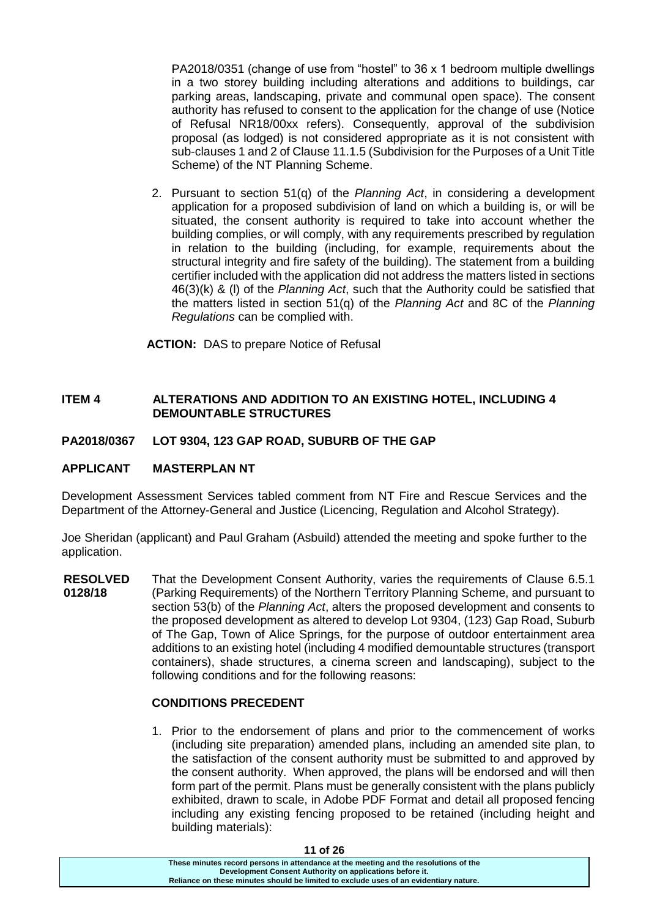PA2018/0351 (change of use from "hostel" to 36 x 1 bedroom multiple dwellings in a two storey building including alterations and additions to buildings, car parking areas, landscaping, private and communal open space). The consent authority has refused to consent to the application for the change of use (Notice of Refusal NR18/00xx refers). Consequently, approval of the subdivision proposal (as lodged) is not considered appropriate as it is not consistent with sub-clauses 1 and 2 of Clause 11.1.5 (Subdivision for the Purposes of a Unit Title Scheme) of the NT Planning Scheme.

2. Pursuant to section 51(q) of the *Planning Act*, in considering a development application for a proposed subdivision of land on which a building is, or will be situated, the consent authority is required to take into account whether the building complies, or will comply, with any requirements prescribed by regulation in relation to the building (including, for example, requirements about the structural integrity and fire safety of the building). The statement from a building certifier included with the application did not address the matters listed in sections 46(3)(k) & (l) of the *Planning Act*, such that the Authority could be satisfied that the matters listed in section 51(q) of the *Planning Act* and 8C of the *Planning Regulations* can be complied with.

**ACTION:** DAS to prepare Notice of Refusal

**ITEM 4 ALTERATIONS AND ADDITION TO AN EXISTING HOTEL, INCLUDING 4 DEMOUNTABLE STRUCTURES**

**PA2018/0367 LOT 9304, 123 GAP ROAD, SUBURB OF THE GAP**

**APPLICANT MASTERPLAN NT**

Development Assessment Services tabled comment from NT Fire and Rescue Services and the Department of the Attorney-General and Justice (Licencing, Regulation and Alcohol Strategy).

Joe Sheridan (applicant) and Paul Graham (Asbuild) attended the meeting and spoke further to the application.

**RESOLVED 0128/18** That the Development Consent Authority, varies the requirements of Clause 6.5.1 (Parking Requirements) of the Northern Territory Planning Scheme, and pursuant to section 53(b) of the *Planning Act*, alters the proposed development and consents to the proposed development as altered to develop Lot 9304, (123) Gap Road, Suburb of The Gap, Town of Alice Springs, for the purpose of outdoor entertainment area additions to an existing hotel (including 4 modified demountable structures (transport containers), shade structures, a cinema screen and landscaping), subject to the following conditions and for the following reasons:

**CONDITIONS PRECEDENT**

1. Prior to the endorsement of plans and prior to the commencement of works (including site preparation) amended plans, including an amended site plan, to the satisfaction of the consent authority must be submitted to and approved by the consent authority. When approved, the plans will be endorsed and will then form part of the permit. Plans must be generally consistent with the plans publicly exhibited, drawn to scale, in Adobe PDF Format and detail all proposed fencing including any existing fencing proposed to be retained (including height and building materials):

These minutes record persons in attendance at the meeting and the resolutions of the Development Consent Authority on applications before it.
Reliance on these minutes should be limited to exclude uses of an evidentiary nature.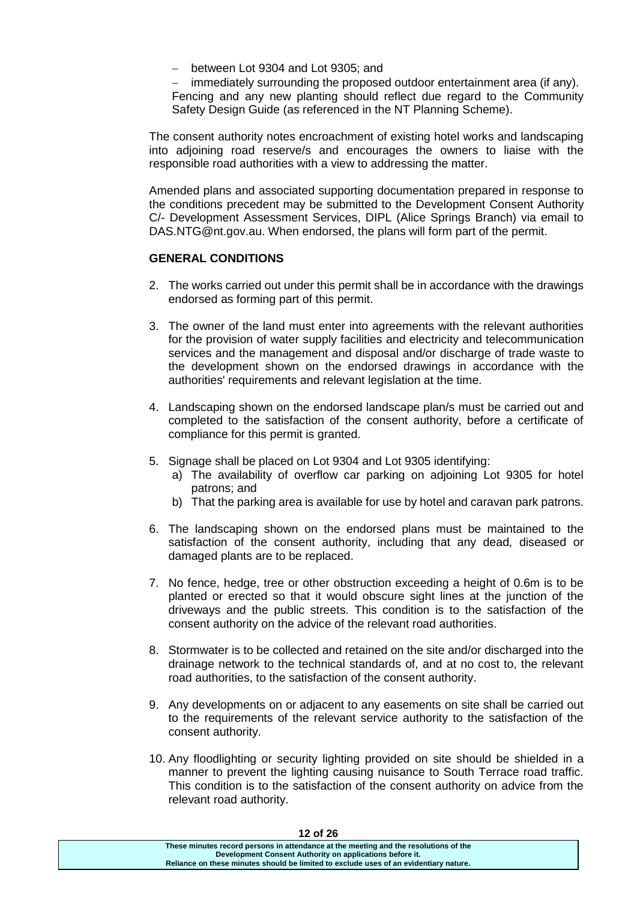- between Lot 9304 and Lot 9305; and
- immediately surrounding the proposed outdoor entertainment area (if any).

Fencing and any new planting should reflect due regard to the Community Safety Design Guide (as referenced in the NT Planning Scheme).

The consent authority notes encroachment of existing hotel works and landscaping into adjoining road reserve/s and encourages the owners to liaise with the responsible road authorities with a view to addressing the matter.

Amended plans and associated supporting documentation prepared in response to the conditions precedent may be submitted to the Development Consent Authority C/- Development Assessment Services, DIPL (Alice Springs Branch) via email to DAS.NTG@nt.gov.au. When endorsed, the plans will form part of the permit.

**GENERAL CONDITIONS**

2. The works carried out under this permit shall be in accordance with the drawings endorsed as forming part of this permit.

3. The owner of the land must enter into agreements with the relevant authorities for the provision of water supply facilities and electricity and telecommunication services and the management and disposal and/or discharge of trade waste to the development shown on the endorsed drawings in accordance with the authorities' requirements and relevant legislation at the time.

4. Landscaping shown on the endorsed landscape plan/s must be carried out and completed to the satisfaction of the consent authority, before a certificate of compliance for this permit is granted.

5. Signage shall be placed on Lot 9304 and Lot 9305 identifying:
   a) The availability of overflow car parking on adjoining Lot 9305 for hotel patrons; and
   b) That the parking area is available for use by hotel and caravan park patrons.

6. The landscaping shown on the endorsed plans must be maintained to the satisfaction of the consent authority, including that any dead, diseased or damaged plants are to be replaced.

7. No fence, hedge, tree or other obstruction exceeding a height of 0.6m is to be planted or erected so that it would obscure sight lines at the junction of the driveways and the public streets. This condition is to the satisfaction of the consent authority on the advice of the relevant road authorities.

8. Stormwater is to be collected and retained on the site and/or discharged into the drainage network to the technical standards of, and at no cost to, the relevant road authorities, to the satisfaction of the consent authority.

9. Any developments on or adjacent to any easements on site shall be carried out to the requirements of the relevant service authority to the satisfaction of the consent authority.

10. Any floodlighting or security lighting provided on site should be shielded in a manner to prevent the lighting causing nuisance to South Terrace road traffic. This condition is to the satisfaction of the consent authority on advice from the relevant road authority.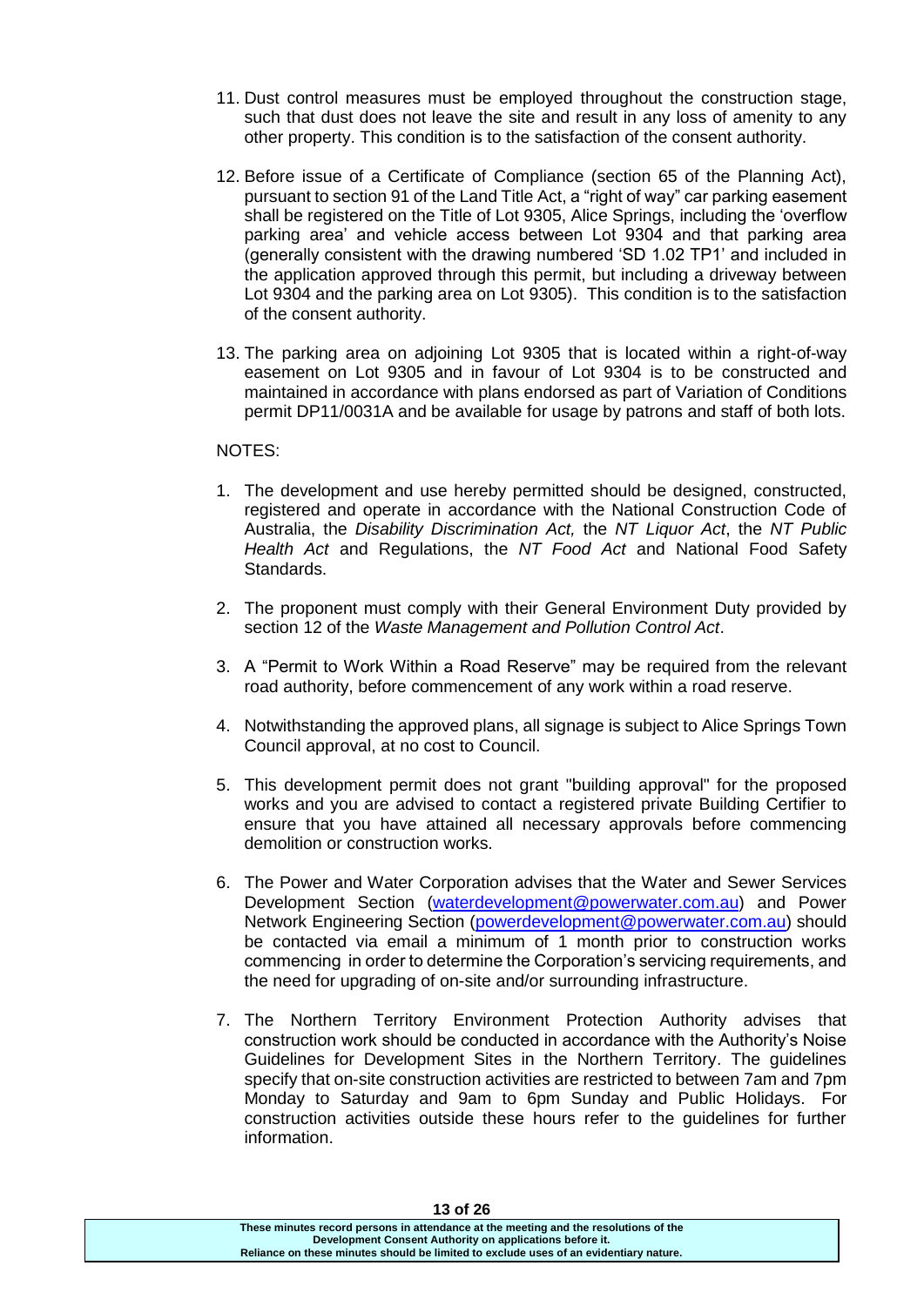11. Dust control measures must be employed throughout the construction stage, such that dust does not leave the site and result in any loss of amenity to any other property. This condition is to the satisfaction of the consent authority.

12. Before issue of a Certificate of Compliance (section 65 of the Planning Act), pursuant to section 91 of the Land Title Act, a "right of way" car parking easement shall be registered on the Title of Lot 9305, Alice Springs, including the 'overflow parking area' and vehicle access between Lot 9304 and that parking area (generally consistent with the drawing numbered 'SD 1.02 TP1' and included in the application approved through this permit, but including a driveway between Lot 9304 and the parking area on Lot 9305). This condition is to the satisfaction of the consent authority.

13. The parking area on adjoining Lot 9305 that is located within a right-of-way easement on Lot 9305 and in favour of Lot 9304 is to be constructed and maintained in accordance with plans endorsed as part of Variation of Conditions permit DP11/0031A and be available for usage by patrons and staff of both lots.

NOTES:

1. The development and use hereby permitted should be designed, constructed, registered and operate in accordance with the National Construction Code of Australia, the *Disability Discrimination Act,* the *NT Liquor Act*, the *NT Public Health Act* and Regulations, the *NT Food Act* and National Food Safety Standards.

2. The proponent must comply with their General Environment Duty provided by section 12 of the *Waste Management and Pollution Control Act*.

3. A "Permit to Work Within a Road Reserve" may be required from the relevant road authority, before commencement of any work within a road reserve.

4. Notwithstanding the approved plans, all signage is subject to Alice Springs Town Council approval, at no cost to Council.

5. This development permit does not grant "building approval" for the proposed works and you are advised to contact a registered private Building Certifier to ensure that you have attained all necessary approvals before commencing demolition or construction works.

6. The Power and Water Corporation advises that the Water and Sewer Services Development Section (waterdevelopment@powerwater.com.au) and Power Network Engineering Section (powerdevelopment@powerwater.com.au) should be contacted via email a minimum of 1 month prior to construction works commencing in order to determine the Corporation's servicing requirements, and the need for upgrading of on-site and/or surrounding infrastructure.

7. The Northern Territory Environment Protection Authority advises that construction work should be conducted in accordance with the Authority's Noise Guidelines for Development Sites in the Northern Territory. The guidelines specify that on-site construction activities are restricted to between 7am and 7pm Monday to Saturday and 9am to 6pm Sunday and Public Holidays. For construction activities outside these hours refer to the guidelines for further information.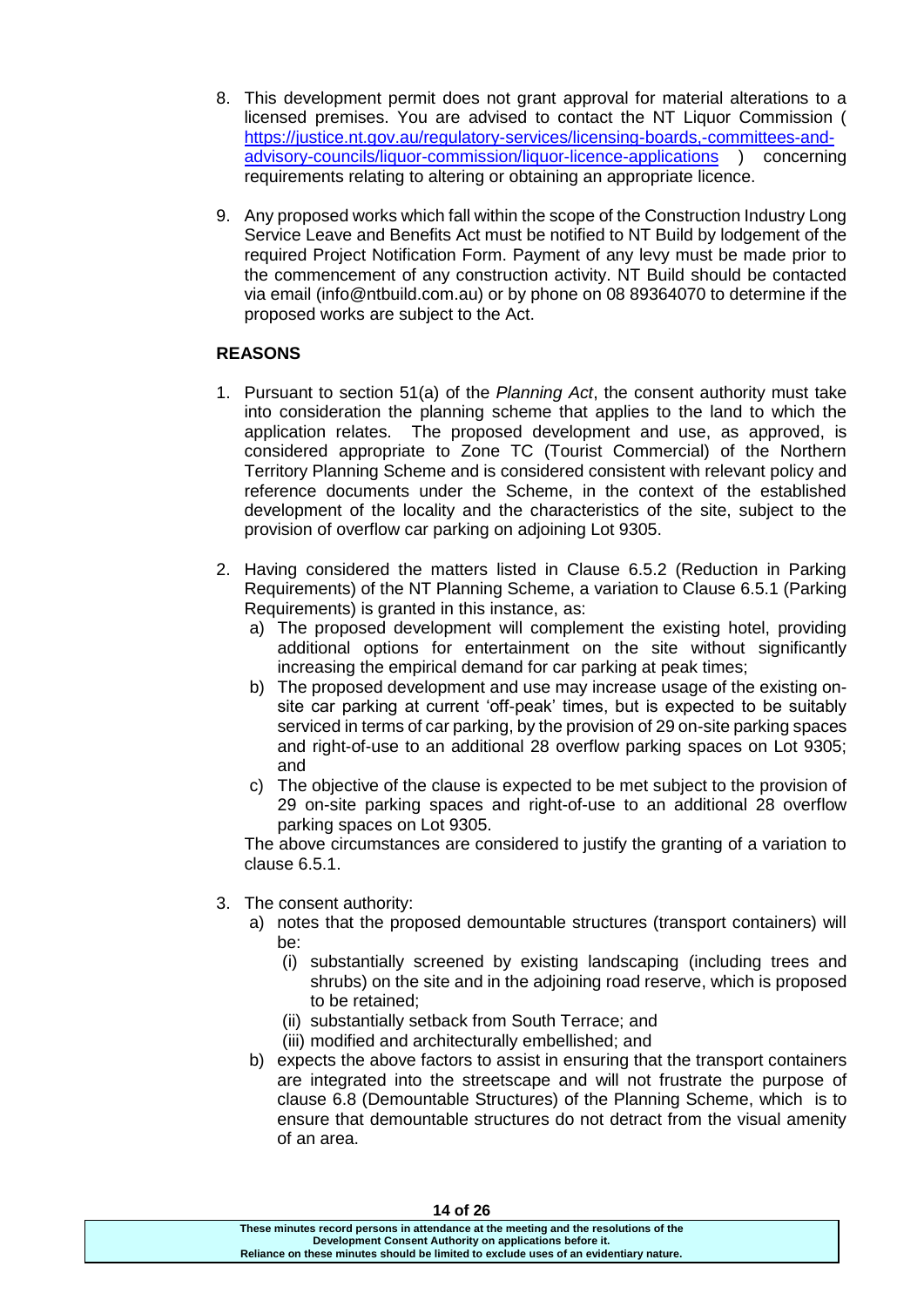8. This development permit does not grant approval for material alterations to a licensed premises. You are advised to contact the NT Liquor Commission ( https://justice.nt.gov.au/regulatory-services/licensing-boards,-committees-and-advisory-councils/liquor-commission/liquor-licence-applications ) concerning requirements relating to altering or obtaining an appropriate licence.

9. Any proposed works which fall within the scope of the Construction Industry Long Service Leave and Benefits Act must be notified to NT Build by lodgement of the required Project Notification Form. Payment of any levy must be made prior to the commencement of any construction activity. NT Build should be contacted via email (info@ntbuild.com.au) or by phone on 08 89364070 to determine if the proposed works are subject to the Act.

**REASONS**

1. Pursuant to section 51(a) of the *Planning Act*, the consent authority must take into consideration the planning scheme that applies to the land to which the application relates. The proposed development and use, as approved, is considered appropriate to Zone TC (Tourist Commercial) of the Northern Territory Planning Scheme and is considered consistent with relevant policy and reference documents under the Scheme, in the context of the established development of the locality and the characteristics of the site, subject to the provision of overflow car parking on adjoining Lot 9305.

2. Having considered the matters listed in Clause 6.5.2 (Reduction in Parking Requirements) of the NT Planning Scheme, a variation to Clause 6.5.1 (Parking Requirements) is granted in this instance, as:
   a) The proposed development will complement the existing hotel, providing additional options for entertainment on the site without significantly increasing the empirical demand for car parking at peak times;
   b) The proposed development and use may increase usage of the existing on-site car parking at current 'off-peak' times, but is expected to be suitably serviced in terms of car parking, by the provision of 29 on-site parking spaces and right-of-use to an additional 28 overflow parking spaces on Lot 9305; and
   c) The objective of the clause is expected to be met subject to the provision of 29 on-site parking spaces and right-of-use to an additional 28 overflow parking spaces on Lot 9305.

   The above circumstances are considered to justify the granting of a variation to clause 6.5.1.

3. The consent authority:
   a) notes that the proposed demountable structures (transport containers) will be:
      (i) substantially screened by existing landscaping (including trees and shrubs) on the site and in the adjoining road reserve, which is proposed to be retained;
      (ii) substantially setback from South Terrace; and
      (iii) modified and architecturally embellished; and
   b) expects the above factors to assist in ensuring that the transport containers are integrated into the streetscape and will not frustrate the purpose of clause 6.8 (Demountable Structures) of the Planning Scheme, which is to ensure that demountable structures do not detract from the visual amenity of an area.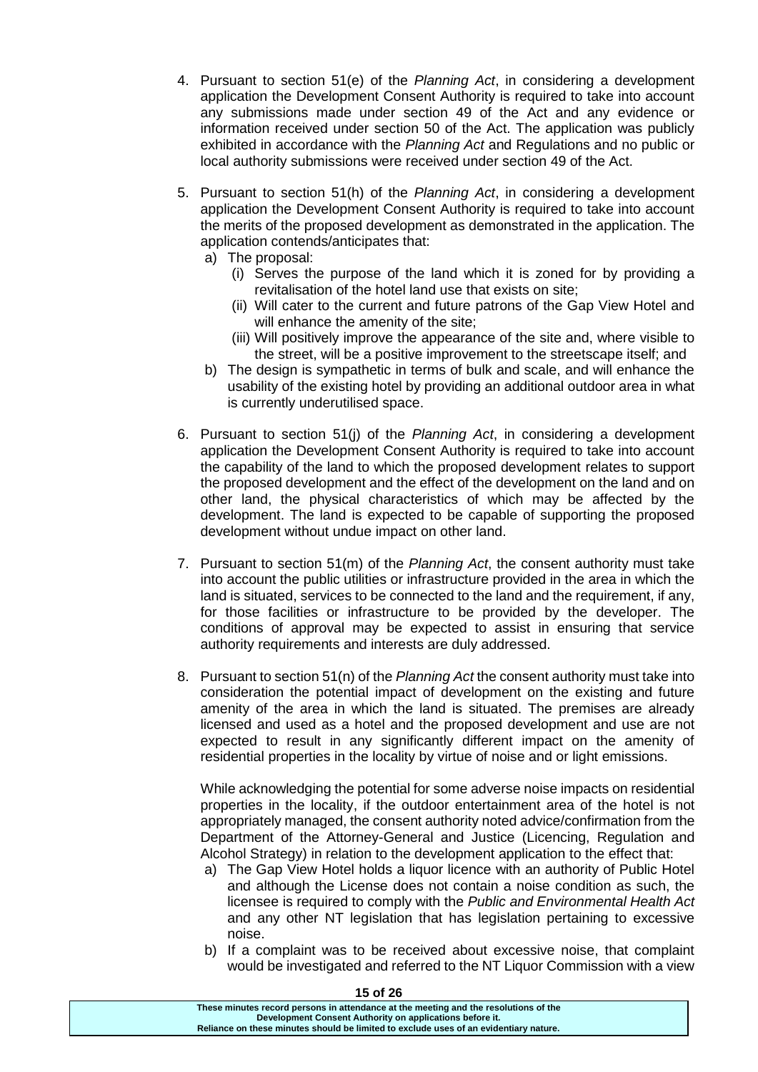4. Pursuant to section 51(e) of the *Planning Act*, in considering a development application the Development Consent Authority is required to take into account any submissions made under section 49 of the Act and any evidence or information received under section 50 of the Act. The application was publicly exhibited in accordance with the *Planning Act* and Regulations and no public or local authority submissions were received under section 49 of the Act.

5. Pursuant to section 51(h) of the *Planning Act*, in considering a development application the Development Consent Authority is required to take into account the merits of the proposed development as demonstrated in the application. The application contends/anticipates that:
   a) The proposal:
      (i) Serves the purpose of the land which it is zoned for by providing a revitalisation of the hotel land use that exists on site;
      (ii) Will cater to the current and future patrons of the Gap View Hotel and will enhance the amenity of the site;
      (iii) Will positively improve the appearance of the site and, where visible to the street, will be a positive improvement to the streetscape itself; and
   b) The design is sympathetic in terms of bulk and scale, and will enhance the usability of the existing hotel by providing an additional outdoor area in what is currently underutilised space.

6. Pursuant to section 51(j) of the *Planning Act*, in considering a development application the Development Consent Authority is required to take into account the capability of the land to which the proposed development relates to support the proposed development and the effect of the development on the land and on other land, the physical characteristics of which may be affected by the development. The land is expected to be capable of supporting the proposed development without undue impact on other land.

7. Pursuant to section 51(m) of the *Planning Act*, the consent authority must take into account the public utilities or infrastructure provided in the area in which the land is situated, services to be connected to the land and the requirement, if any, for those facilities or infrastructure to be provided by the developer. The conditions of approval may be expected to assist in ensuring that service authority requirements and interests are duly addressed.

8. Pursuant to section 51(n) of the *Planning Act* the consent authority must take into consideration the potential impact of development on the existing and future amenity of the area in which the land is situated. The premises are already licensed and used as a hotel and the proposed development and use are not expected to result in any significantly different impact on the amenity of residential properties in the locality by virtue of noise and or light emissions.

   While acknowledging the potential for some adverse noise impacts on residential properties in the locality, if the outdoor entertainment area of the hotel is not appropriately managed, the consent authority noted advice/confirmation from the Department of the Attorney-General and Justice (Licencing, Regulation and Alcohol Strategy) in relation to the development application to the effect that:
   a) The Gap View Hotel holds a liquor licence with an authority of Public Hotel and although the License does not contain a noise condition as such, the licensee is required to comply with the *Public and Environmental Health Act* and any other NT legislation that has legislation pertaining to excessive noise.
   b) If a complaint was to be received about excessive noise, that complaint would be investigated and referred to the NT Liquor Commission with a view

These minutes record persons in attendance at the meeting and the resolutions of the Development Consent Authority on applications before it.
Reliance on these minutes should be limited to exclude uses of an evidentiary nature.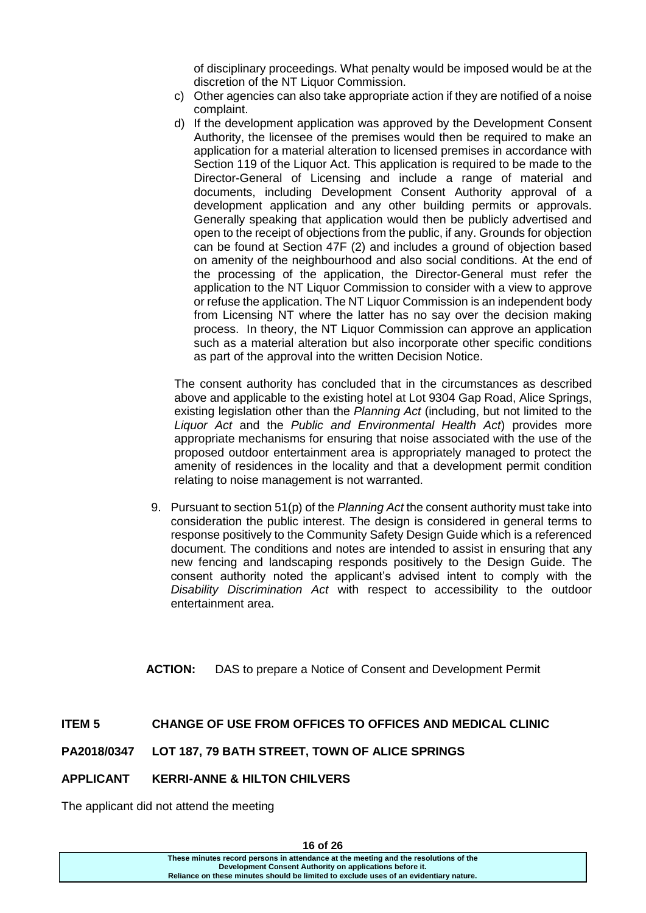of disciplinary proceedings. What penalty would be imposed would be at the discretion of the NT Liquor Commission.

c) Other agencies can also take appropriate action if they are notified of a noise complaint.

d) If the development application was approved by the Development Consent Authority, the licensee of the premises would then be required to make an application for a material alteration to licensed premises in accordance with Section 119 of the Liquor Act. This application is required to be made to the Director-General of Licensing and include a range of material and documents, including Development Consent Authority approval of a development application and any other building permits or approvals. Generally speaking that application would then be publicly advertised and open to the receipt of objections from the public, if any. Grounds for objection can be found at Section 47F (2) and includes a ground of objection based on amenity of the neighbourhood and also social conditions. At the end of the processing of the application, the Director-General must refer the application to the NT Liquor Commission to consider with a view to approve or refuse the application. The NT Liquor Commission is an independent body from Licensing NT where the latter has no say over the decision making process. In theory, the NT Liquor Commission can approve an application such as a material alteration but also incorporate other specific conditions as part of the approval into the written Decision Notice.

The consent authority has concluded that in the circumstances as described above and applicable to the existing hotel at Lot 9304 Gap Road, Alice Springs, existing legislation other than the *Planning Act* (including, but not limited to the *Liquor Act* and the *Public and Environmental Health Act*) provides more appropriate mechanisms for ensuring that noise associated with the use of the proposed outdoor entertainment area is appropriately managed to protect the amenity of residences in the locality and that a development permit condition relating to noise management is not warranted.

9. Pursuant to section 51(p) of the *Planning Act* the consent authority must take into consideration the public interest. The design is considered in general terms to response positively to the Community Safety Design Guide which is a referenced document. The conditions and notes are intended to assist in ensuring that any new fencing and landscaping responds positively to the Design Guide. The consent authority noted the applicant's advised intent to comply with the *Disability Discrimination Act* with respect to accessibility to the outdoor entertainment area.

**ACTION:** DAS to prepare a Notice of Consent and Development Permit

**ITEM 5 CHANGE OF USE FROM OFFICES TO OFFICES AND MEDICAL CLINIC**

**PA2018/0347 LOT 187, 79 BATH STREET, TOWN OF ALICE SPRINGS**

**APPLICANT KERRI-ANNE & HILTON CHILVERS**

The applicant did not attend the meeting

These minutes record persons in attendance at the meeting and the resolutions of the Development Consent Authority on applications before it. Reliance on these minutes should be limited to exclude uses of an evidentiary nature.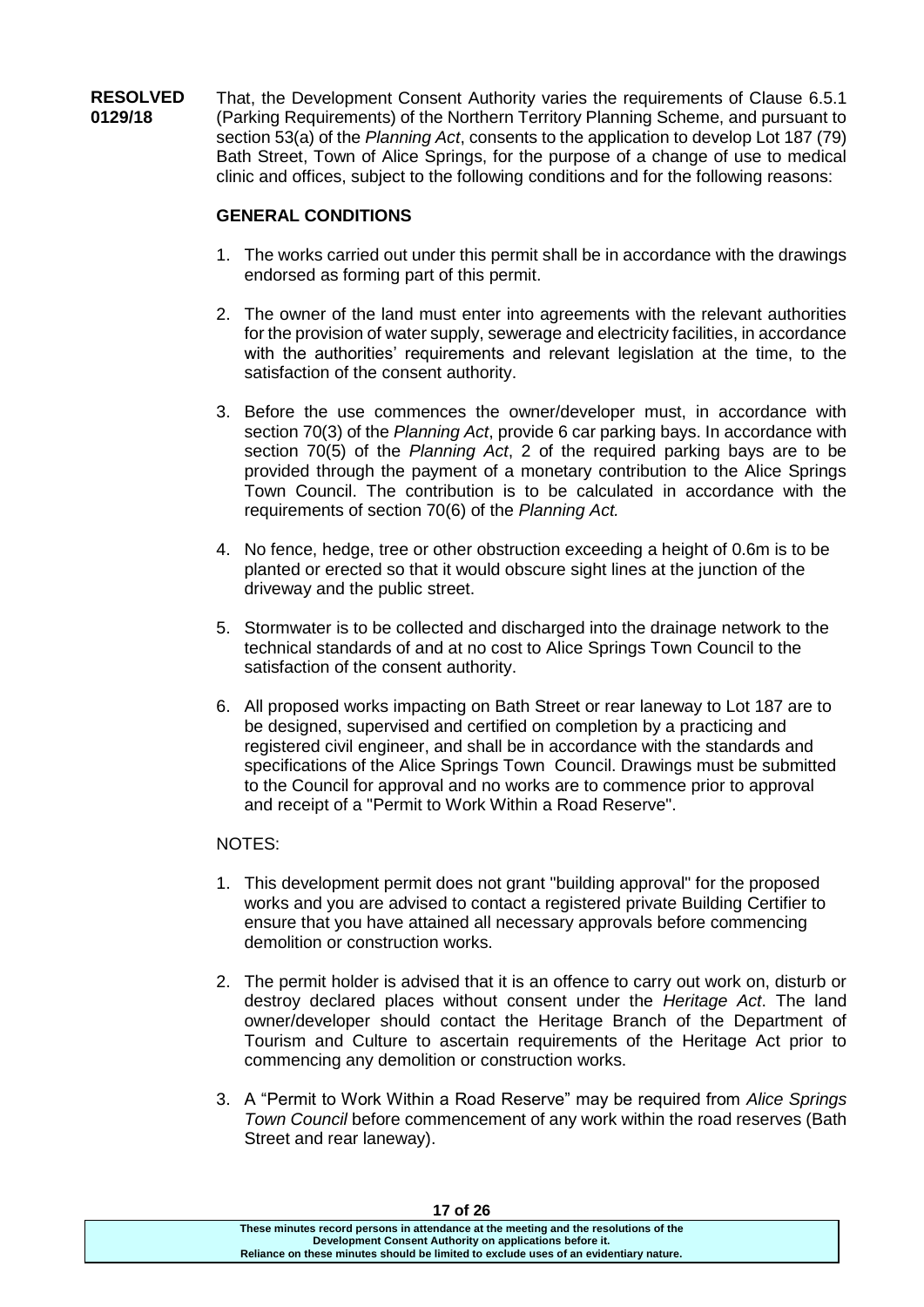**RESOLVED 0129/18**

That, the Development Consent Authority varies the requirements of Clause 6.5.1 (Parking Requirements) of the Northern Territory Planning Scheme, and pursuant to section 53(a) of the *Planning Act*, consents to the application to develop Lot 187 (79) Bath Street, Town of Alice Springs, for the purpose of a change of use to medical clinic and offices, subject to the following conditions and for the following reasons:

**GENERAL CONDITIONS**

1. The works carried out under this permit shall be in accordance with the drawings endorsed as forming part of this permit.

2. The owner of the land must enter into agreements with the relevant authorities for the provision of water supply, sewerage and electricity facilities, in accordance with the authorities' requirements and relevant legislation at the time, to the satisfaction of the consent authority.

3. Before the use commences the owner/developer must, in accordance with section 70(3) of the *Planning Act*, provide 6 car parking bays. In accordance with section 70(5) of the *Planning Act*, 2 of the required parking bays are to be provided through the payment of a monetary contribution to the Alice Springs Town Council. The contribution is to be calculated in accordance with the requirements of section 70(6) of the *Planning Act.*

4. No fence, hedge, tree or other obstruction exceeding a height of 0.6m is to be planted or erected so that it would obscure sight lines at the junction of the driveway and the public street.

5. Stormwater is to be collected and discharged into the drainage network to the technical standards of and at no cost to Alice Springs Town Council to the satisfaction of the consent authority.

6. All proposed works impacting on Bath Street or rear laneway to Lot 187 are to be designed, supervised and certified on completion by a practicing and registered civil engineer, and shall be in accordance with the standards and specifications of the Alice Springs Town Council. Drawings must be submitted to the Council for approval and no works are to commence prior to approval and receipt of a "Permit to Work Within a Road Reserve".

NOTES:

1. This development permit does not grant "building approval" for the proposed works and you are advised to contact a registered private Building Certifier to ensure that you have attained all necessary approvals before commencing demolition or construction works.

2. The permit holder is advised that it is an offence to carry out work on, disturb or destroy declared places without consent under the *Heritage Act*. The land owner/developer should contact the Heritage Branch of the Department of Tourism and Culture to ascertain requirements of the Heritage Act prior to commencing any demolition or construction works.

3. A "Permit to Work Within a Road Reserve" may be required from *Alice Springs Town Council* before commencement of any work within the road reserves (Bath Street and rear laneway).

**These minutes record persons in attendance at the meeting and the resolutions of the Development Consent Authority on applications before it. Reliance on these minutes should be limited to exclude uses of an evidentiary nature.**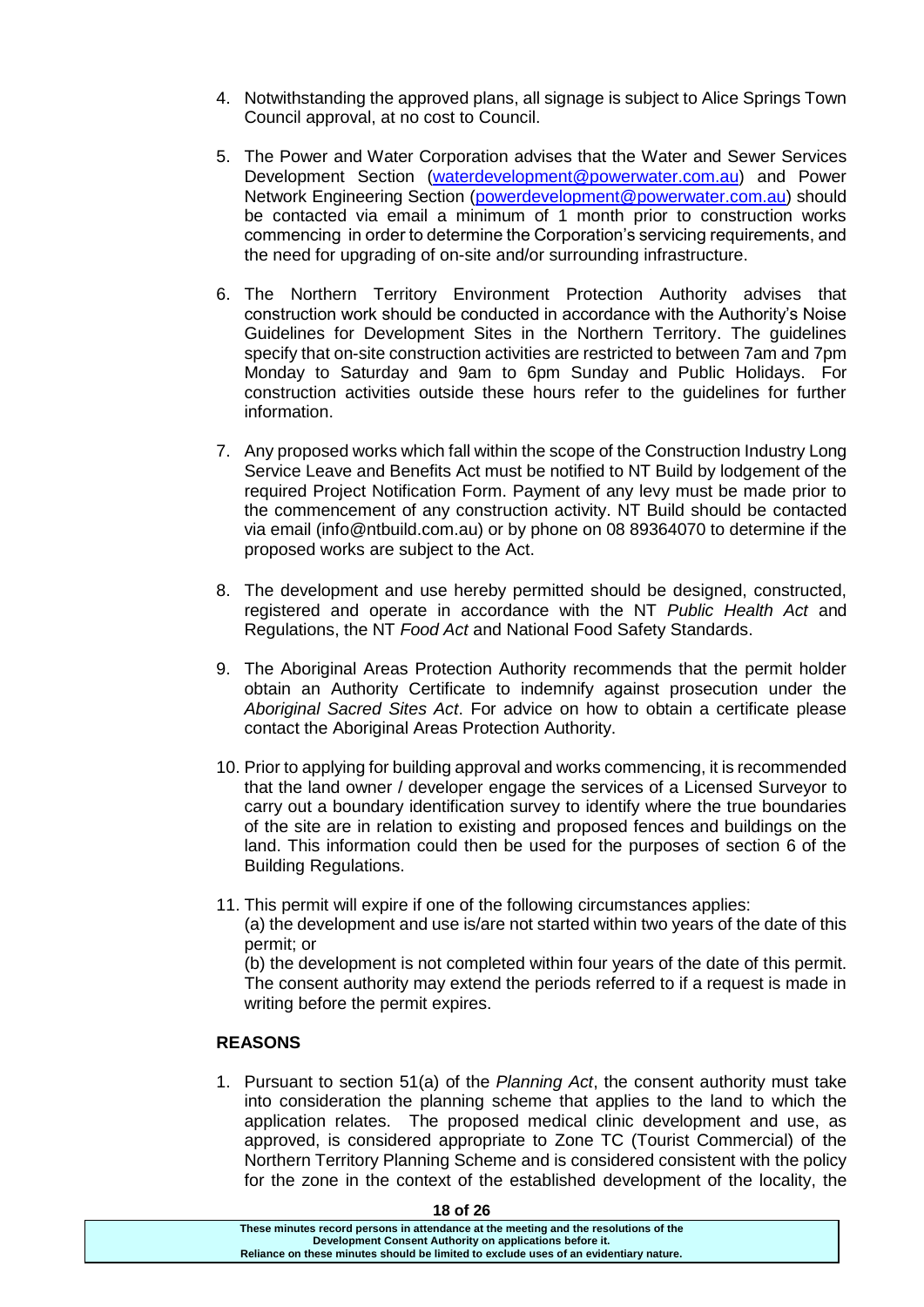4. Notwithstanding the approved plans, all signage is subject to Alice Springs Town Council approval, at no cost to Council.

5. The Power and Water Corporation advises that the Water and Sewer Services Development Section (waterdevelopment@powerwater.com.au) and Power Network Engineering Section (powerdevelopment@powerwater.com.au) should be contacted via email a minimum of 1 month prior to construction works commencing in order to determine the Corporation's servicing requirements, and the need for upgrading of on-site and/or surrounding infrastructure.

6. The Northern Territory Environment Protection Authority advises that construction work should be conducted in accordance with the Authority's Noise Guidelines for Development Sites in the Northern Territory. The guidelines specify that on-site construction activities are restricted to between 7am and 7pm Monday to Saturday and 9am to 6pm Sunday and Public Holidays. For construction activities outside these hours refer to the guidelines for further information.

7. Any proposed works which fall within the scope of the Construction Industry Long Service Leave and Benefits Act must be notified to NT Build by lodgement of the required Project Notification Form. Payment of any levy must be made prior to the commencement of any construction activity. NT Build should be contacted via email (info@ntbuild.com.au) or by phone on 08 89364070 to determine if the proposed works are subject to the Act.

8. The development and use hereby permitted should be designed, constructed, registered and operate in accordance with the NT *Public Health Act* and Regulations, the NT *Food Act* and National Food Safety Standards.

9. The Aboriginal Areas Protection Authority recommends that the permit holder obtain an Authority Certificate to indemnify against prosecution under the *Aboriginal Sacred Sites Act*. For advice on how to obtain a certificate please contact the Aboriginal Areas Protection Authority.

10. Prior to applying for building approval and works commencing, it is recommended that the land owner / developer engage the services of a Licensed Surveyor to carry out a boundary identification survey to identify where the true boundaries of the site are in relation to existing and proposed fences and buildings on the land. This information could then be used for the purposes of section 6 of the Building Regulations.

11. This permit will expire if one of the following circumstances applies:
    (a) the development and use is/are not started within two years of the date of this permit; or
    (b) the development is not completed within four years of the date of this permit.
    The consent authority may extend the periods referred to if a request is made in writing before the permit expires.

**REASONS**

1. Pursuant to section 51(a) of the *Planning Act*, the consent authority must take into consideration the planning scheme that applies to the land to which the application relates. The proposed medical clinic development and use, as approved, is considered appropriate to Zone TC (Tourist Commercial) of the Northern Territory Planning Scheme and is considered consistent with the policy for the zone in the context of the established development of the locality, the

These minutes record persons in attendance at the meeting and the resolutions of the Development Consent Authority on applications before it.
Reliance on these minutes should be limited to exclude uses of an evidentiary nature.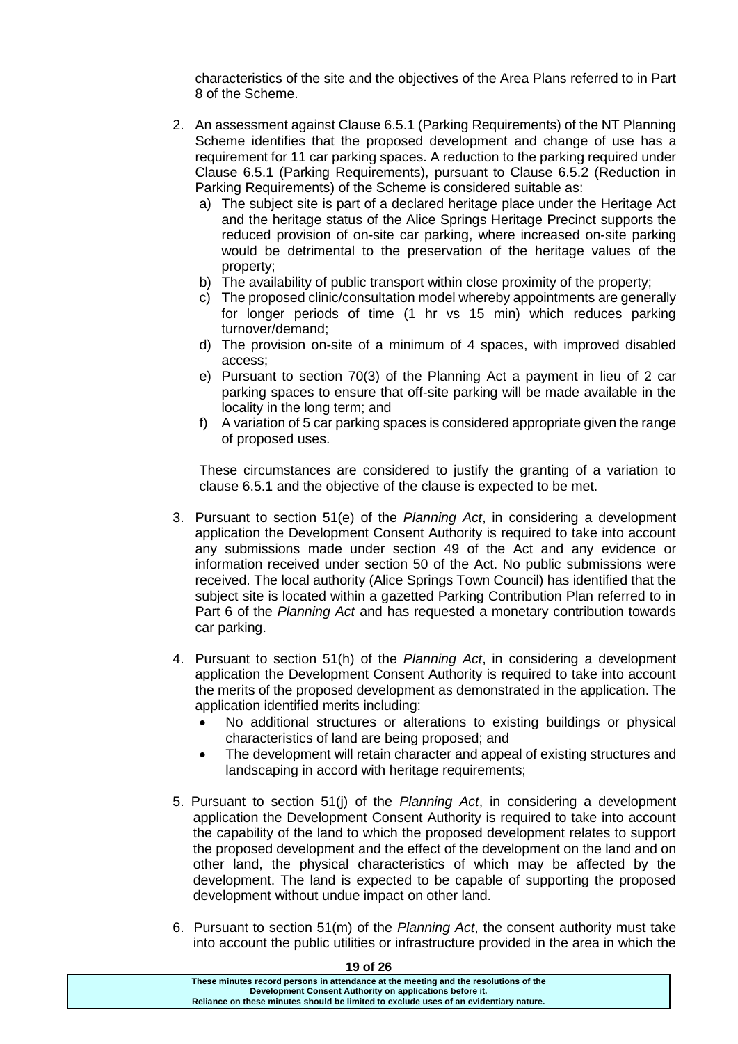characteristics of the site and the objectives of the Area Plans referred to in Part 8 of the Scheme.

2. An assessment against Clause 6.5.1 (Parking Requirements) of the NT Planning Scheme identifies that the proposed development and change of use has a requirement for 11 car parking spaces. A reduction to the parking required under Clause 6.5.1 (Parking Requirements), pursuant to Clause 6.5.2 (Reduction in Parking Requirements) of the Scheme is considered suitable as:
   a) The subject site is part of a declared heritage place under the Heritage Act and the heritage status of the Alice Springs Heritage Precinct supports the reduced provision of on-site car parking, where increased on-site parking would be detrimental to the preservation of the heritage values of the property;
   b) The availability of public transport within close proximity of the property;
   c) The proposed clinic/consultation model whereby appointments are generally for longer periods of time (1 hr vs 15 min) which reduces parking turnover/demand;
   d) The provision on-site of a minimum of 4 spaces, with improved disabled access;
   e) Pursuant to section 70(3) of the Planning Act a payment in lieu of 2 car parking spaces to ensure that off-site parking will be made available in the locality in the long term; and
   f) A variation of 5 car parking spaces is considered appropriate given the range of proposed uses.

   These circumstances are considered to justify the granting of a variation to clause 6.5.1 and the objective of the clause is expected to be met.

3. Pursuant to section 51(e) of the *Planning Act*, in considering a development application the Development Consent Authority is required to take into account any submissions made under section 49 of the Act and any evidence or information received under section 50 of the Act. No public submissions were received. The local authority (Alice Springs Town Council) has identified that the subject site is located within a gazetted Parking Contribution Plan referred to in Part 6 of the *Planning Act* and has requested a monetary contribution towards car parking.

4. Pursuant to section 51(h) of the *Planning Act*, in considering a development application the Development Consent Authority is required to take into account the merits of the proposed development as demonstrated in the application. The application identified merits including:
   - No additional structures or alterations to existing buildings or physical characteristics of land are being proposed; and
   - The development will retain character and appeal of existing structures and landscaping in accord with heritage requirements;

5. Pursuant to section 51(j) of the *Planning Act*, in considering a development application the Development Consent Authority is required to take into account the capability of the land to which the proposed development relates to support the proposed development and the effect of the development on the land and on other land, the physical characteristics of which may be affected by the development. The land is expected to be capable of supporting the proposed development without undue impact on other land.

6. Pursuant to section 51(m) of the *Planning Act*, the consent authority must take into account the public utilities or infrastructure provided in the area in which the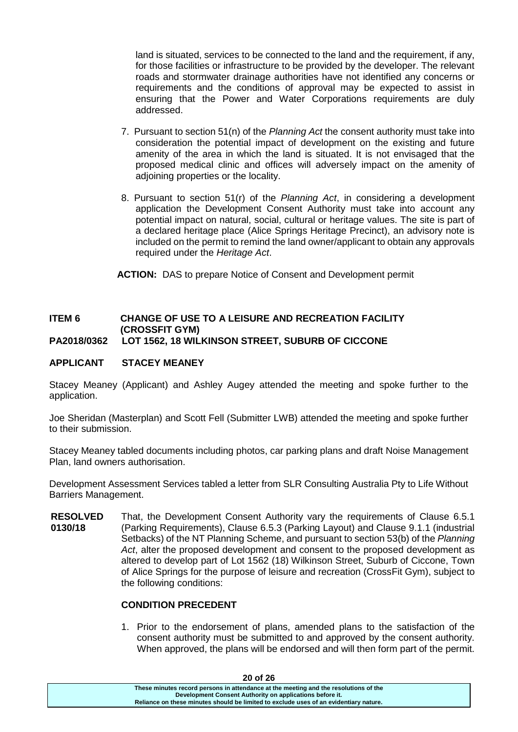land is situated, services to be connected to the land and the requirement, if any, for those facilities or infrastructure to be provided by the developer. The relevant roads and stormwater drainage authorities have not identified any concerns or requirements and the conditions of approval may be expected to assist in ensuring that the Power and Water Corporations requirements are duly addressed.

7. Pursuant to section 51(n) of the *Planning Act* the consent authority must take into consideration the potential impact of development on the existing and future amenity of the area in which the land is situated. It is not envisaged that the proposed medical clinic and offices will adversely impact on the amenity of adjoining properties or the locality.

8. Pursuant to section 51(r) of the *Planning Act*, in considering a development application the Development Consent Authority must take into account any potential impact on natural, social, cultural or heritage values. The site is part of a declared heritage place (Alice Springs Heritage Precinct), an advisory note is included on the permit to remind the land owner/applicant to obtain any approvals required under the *Heritage Act*.

**ACTION:** DAS to prepare Notice of Consent and Development permit

**ITEM 6 CHANGE OF USE TO A LEISURE AND RECREATION FACILITY (CROSSFIT GYM)**
**PA2018/0362 LOT 1562, 18 WILKINSON STREET, SUBURB OF CICCONE**

**APPLICANT STACEY MEANEY**

Stacey Meaney (Applicant) and Ashley Augey attended the meeting and spoke further to the application.

Joe Sheridan (Masterplan) and Scott Fell (Submitter LWB) attended the meeting and spoke further to their submission.

Stacey Meaney tabled documents including photos, car parking plans and draft Noise Management Plan, land owners authorisation.

Development Assessment Services tabled a letter from SLR Consulting Australia Pty to Life Without Barriers Management.

**RESOLVED 0130/18** That, the Development Consent Authority vary the requirements of Clause 6.5.1 (Parking Requirements), Clause 6.5.3 (Parking Layout) and Clause 9.1.1 (industrial Setbacks) of the NT Planning Scheme, and pursuant to section 53(b) of the *Planning Act*, alter the proposed development and consent to the proposed development as altered to develop part of Lot 1562 (18) Wilkinson Street, Suburb of Ciccone, Town of Alice Springs for the purpose of leisure and recreation (CrossFit Gym), subject to the following conditions:

**CONDITION PRECEDENT**

1. Prior to the endorsement of plans, amended plans to the satisfaction of the consent authority must be submitted to and approved by the consent authority. When approved, the plans will be endorsed and will then form part of the permit.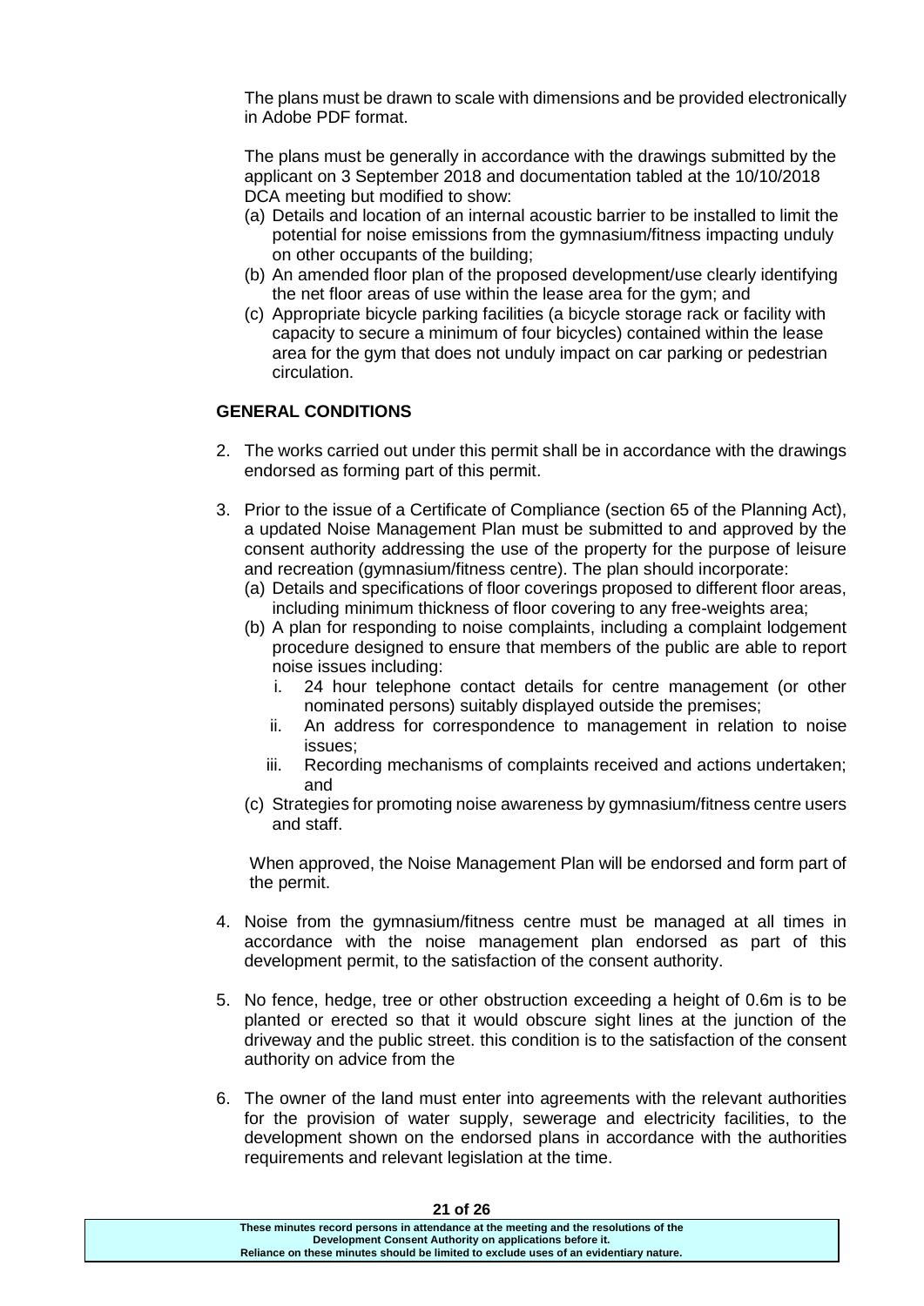The plans must be drawn to scale with dimensions and be provided electronically in Adobe PDF format.

The plans must be generally in accordance with the drawings submitted by the applicant on 3 September 2018 and documentation tabled at the 10/10/2018 DCA meeting but modified to show:

(a) Details and location of an internal acoustic barrier to be installed to limit the potential for noise emissions from the gymnasium/fitness impacting unduly on other occupants of the building;
(b) An amended floor plan of the proposed development/use clearly identifying the net floor areas of use within the lease area for the gym; and
(c) Appropriate bicycle parking facilities (a bicycle storage rack or facility with capacity to secure a minimum of four bicycles) contained within the lease area for the gym that does not unduly impact on car parking or pedestrian circulation.

**GENERAL CONDITIONS**

2. The works carried out under this permit shall be in accordance with the drawings endorsed as forming part of this permit.

3. Prior to the issue of a Certificate of Compliance (section 65 of the Planning Act), a updated Noise Management Plan must be submitted to and approved by the consent authority addressing the use of the property for the purpose of leisure and recreation (gymnasium/fitness centre). The plan should incorporate:
   (a) Details and specifications of floor coverings proposed to different floor areas, including minimum thickness of floor covering to any free-weights area;
   (b) A plan for responding to noise complaints, including a complaint lodgement procedure designed to ensure that members of the public are able to report noise issues including:
      i. 24 hour telephone contact details for centre management (or other nominated persons) suitably displayed outside the premises;
      ii. An address for correspondence to management in relation to noise issues;
      iii. Recording mechanisms of complaints received and actions undertaken; and
   (c) Strategies for promoting noise awareness by gymnasium/fitness centre users and staff.

   When approved, the Noise Management Plan will be endorsed and form part of the permit.

4. Noise from the gymnasium/fitness centre must be managed at all times in accordance with the noise management plan endorsed as part of this development permit, to the satisfaction of the consent authority.

5. No fence, hedge, tree or other obstruction exceeding a height of 0.6m is to be planted or erected so that it would obscure sight lines at the junction of the driveway and the public street. this condition is to the satisfaction of the consent authority on advice from the

6. The owner of the land must enter into agreements with the relevant authorities for the provision of water supply, sewerage and electricity facilities, to the development shown on the endorsed plans in accordance with the authorities requirements and relevant legislation at the time.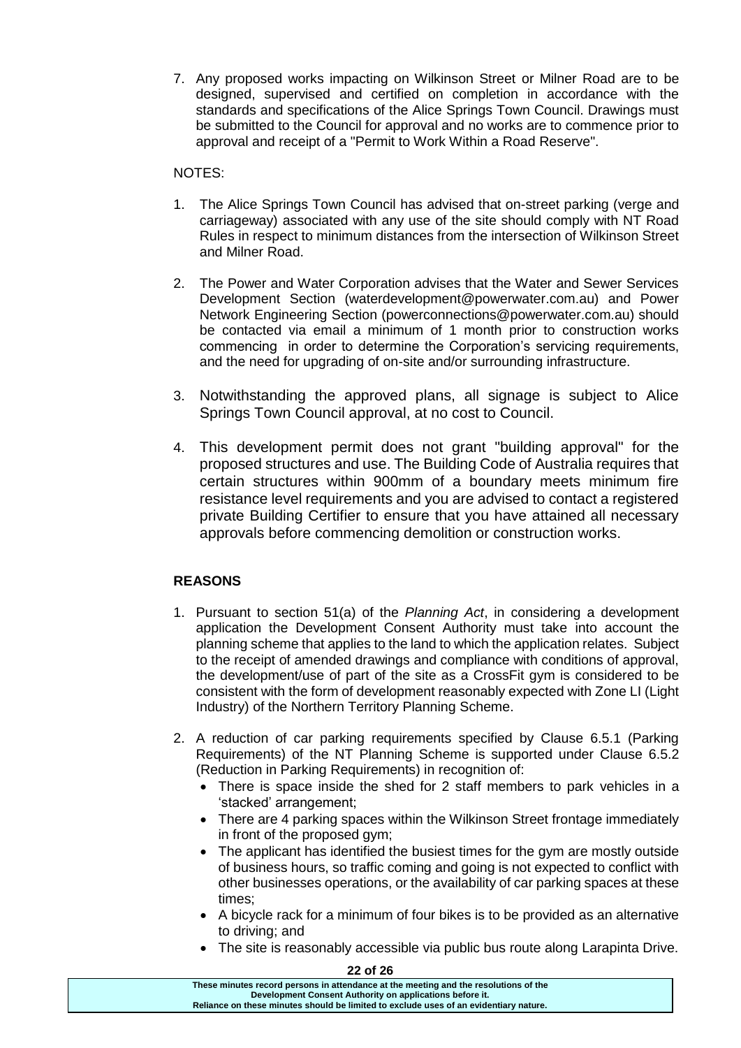7. Any proposed works impacting on Wilkinson Street or Milner Road are to be designed, supervised and certified on completion in accordance with the standards and specifications of the Alice Springs Town Council. Drawings must be submitted to the Council for approval and no works are to commence prior to approval and receipt of a "Permit to Work Within a Road Reserve".

NOTES:

1. The Alice Springs Town Council has advised that on-street parking (verge and carriageway) associated with any use of the site should comply with NT Road Rules in respect to minimum distances from the intersection of Wilkinson Street and Milner Road.

2. The Power and Water Corporation advises that the Water and Sewer Services Development Section (waterdevelopment@powerwater.com.au) and Power Network Engineering Section (powerconnections@powerwater.com.au) should be contacted via email a minimum of 1 month prior to construction works commencing in order to determine the Corporation's servicing requirements, and the need for upgrading of on-site and/or surrounding infrastructure.

3. Notwithstanding the approved plans, all signage is subject to Alice Springs Town Council approval, at no cost to Council.

4. This development permit does not grant "building approval" for the proposed structures and use. The Building Code of Australia requires that certain structures within 900mm of a boundary meets minimum fire resistance level requirements and you are advised to contact a registered private Building Certifier to ensure that you have attained all necessary approvals before commencing demolition or construction works.

**REASONS**

1. Pursuant to section 51(a) of the *Planning Act*, in considering a development application the Development Consent Authority must take into account the planning scheme that applies to the land to which the application relates. Subject to the receipt of amended drawings and compliance with conditions of approval, the development/use of part of the site as a CrossFit gym is considered to be consistent with the form of development reasonably expected with Zone LI (Light Industry) of the Northern Territory Planning Scheme.

2. A reduction of car parking requirements specified by Clause 6.5.1 (Parking Requirements) of the NT Planning Scheme is supported under Clause 6.5.2 (Reduction in Parking Requirements) in recognition of:
   - There is space inside the shed for 2 staff members to park vehicles in a 'stacked' arrangement;
   - There are 4 parking spaces within the Wilkinson Street frontage immediately in front of the proposed gym;
   - The applicant has identified the busiest times for the gym are mostly outside of business hours, so traffic coming and going is not expected to conflict with other businesses operations, or the availability of car parking spaces at these times;
   - A bicycle rack for a minimum of four bikes is to be provided as an alternative to driving; and
   - The site is reasonably accessible via public bus route along Larapinta Drive.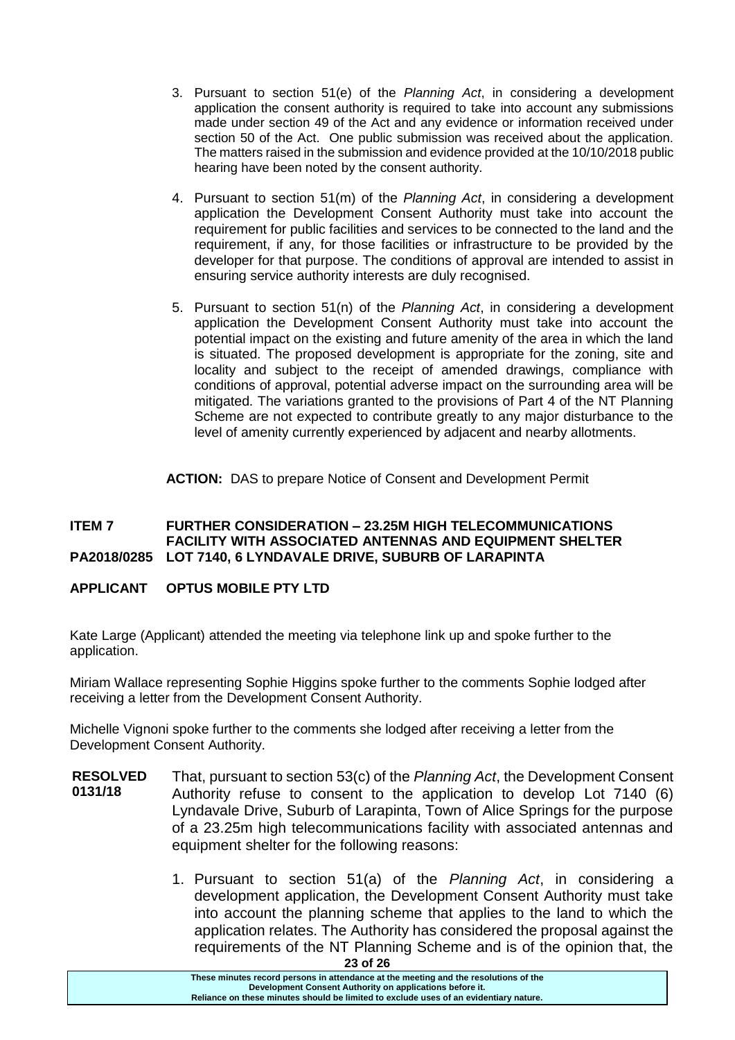3. Pursuant to section 51(e) of the *Planning Act*, in considering a development application the consent authority is required to take into account any submissions made under section 49 of the Act and any evidence or information received under section 50 of the Act. One public submission was received about the application. The matters raised in the submission and evidence provided at the 10/10/2018 public hearing have been noted by the consent authority.

4. Pursuant to section 51(m) of the *Planning Act*, in considering a development application the Development Consent Authority must take into account the requirement for public facilities and services to be connected to the land and the requirement, if any, for those facilities or infrastructure to be provided by the developer for that purpose. The conditions of approval are intended to assist in ensuring service authority interests are duly recognised.

5. Pursuant to section 51(n) of the *Planning Act*, in considering a development application the Development Consent Authority must take into account the potential impact on the existing and future amenity of the area in which the land is situated. The proposed development is appropriate for the zoning, site and locality and subject to the receipt of amended drawings, compliance with conditions of approval, potential adverse impact on the surrounding area will be mitigated. The variations granted to the provisions of Part 4 of the NT Planning Scheme are not expected to contribute greatly to any major disturbance to the level of amenity currently experienced by adjacent and nearby allotments.

**ACTION:** DAS to prepare Notice of Consent and Development Permit

**ITEM 7 FURTHER CONSIDERATION – 23.25M HIGH TELECOMMUNICATIONS FACILITY WITH ASSOCIATED ANTENNAS AND EQUIPMENT SHELTER**
**PA2018/0285 LOT 7140, 6 LYNDAVALE DRIVE, SUBURB OF LARAPINTA**

**APPLICANT OPTUS MOBILE PTY LTD**

Kate Large (Applicant) attended the meeting via telephone link up and spoke further to the application.

Miriam Wallace representing Sophie Higgins spoke further to the comments Sophie lodged after receiving a letter from the Development Consent Authority.

Michelle Vignoni spoke further to the comments she lodged after receiving a letter from the Development Consent Authority.

**RESOLVED 0131/18** That, pursuant to section 53(c) of the *Planning Act*, the Development Consent Authority refuse to consent to the application to develop Lot 7140 (6) Lyndavale Drive, Suburb of Larapinta, Town of Alice Springs for the purpose of a 23.25m high telecommunications facility with associated antennas and equipment shelter for the following reasons:

1. Pursuant to section 51(a) of the *Planning Act*, in considering a development application, the Development Consent Authority must take into account the planning scheme that applies to the land to which the application relates. The Authority has considered the proposal against the requirements of the NT Planning Scheme and is of the opinion that, the

These minutes record persons in attendance at the meeting and the resolutions of the Development Consent Authority on applications before it.
Reliance on these minutes should be limited to exclude uses of an evidentiary nature.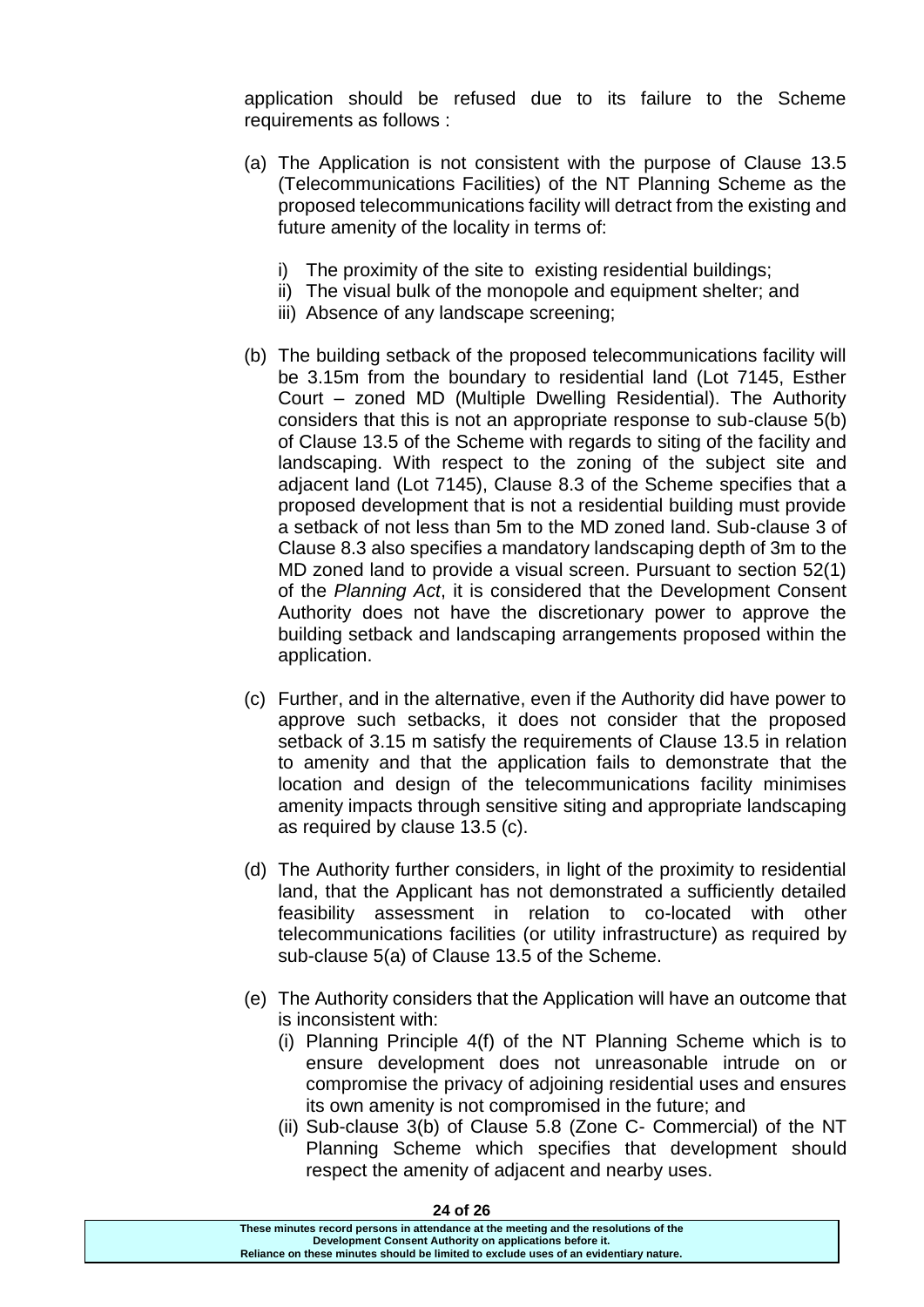application should be refused due to its failure to the Scheme requirements as follows :

(a) The Application is not consistent with the purpose of Clause 13.5 (Telecommunications Facilities) of the NT Planning Scheme as the proposed telecommunications facility will detract from the existing and future amenity of the locality in terms of:

   i) The proximity of the site to existing residential buildings;
   ii) The visual bulk of the monopole and equipment shelter; and
   iii) Absence of any landscape screening;

(b) The building setback of the proposed telecommunications facility will be 3.15m from the boundary to residential land (Lot 7145, Esther Court – zoned MD (Multiple Dwelling Residential). The Authority considers that this is not an appropriate response to sub-clause 5(b) of Clause 13.5 of the Scheme with regards to siting of the facility and landscaping. With respect to the zoning of the subject site and adjacent land (Lot 7145), Clause 8.3 of the Scheme specifies that a proposed development that is not a residential building must provide a setback of not less than 5m to the MD zoned land. Sub-clause 3 of Clause 8.3 also specifies a mandatory landscaping depth of 3m to the MD zoned land to provide a visual screen. Pursuant to section 52(1) of the *Planning Act*, it is considered that the Development Consent Authority does not have the discretionary power to approve the building setback and landscaping arrangements proposed within the application.

(c) Further, and in the alternative, even if the Authority did have power to approve such setbacks, it does not consider that the proposed setback of 3.15 m satisfy the requirements of Clause 13.5 in relation to amenity and that the application fails to demonstrate that the location and design of the telecommunications facility minimises amenity impacts through sensitive siting and appropriate landscaping as required by clause 13.5 (c).

(d) The Authority further considers, in light of the proximity to residential land, that the Applicant has not demonstrated a sufficiently detailed feasibility assessment in relation to co-located with other telecommunications facilities (or utility infrastructure) as required by sub-clause 5(a) of Clause 13.5 of the Scheme.

(e) The Authority considers that the Application will have an outcome that is inconsistent with:
   (i) Planning Principle 4(f) of the NT Planning Scheme which is to ensure development does not unreasonable intrude on or compromise the privacy of adjoining residential uses and ensures its own amenity is not compromised in the future; and
   (ii) Sub-clause 3(b) of Clause 5.8 (Zone C- Commercial) of the NT Planning Scheme which specifies that development should respect the amenity of adjacent and nearby uses.

**These minutes record persons in attendance at the meeting and the resolutions of the Development Consent Authority on applications before it. Reliance on these minutes should be limited to exclude uses of an evidentiary nature.**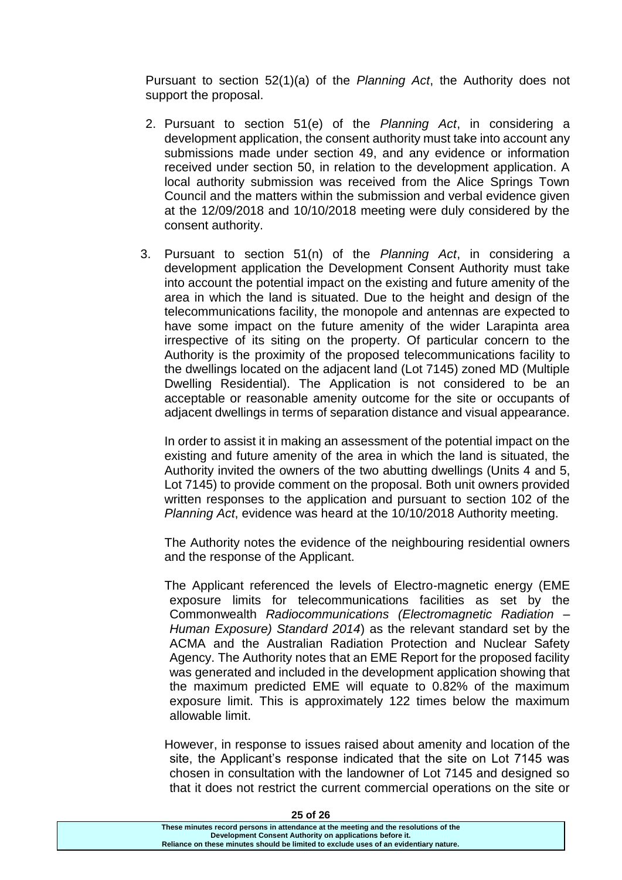Pursuant to section 52(1)(a) of the *Planning Act*, the Authority does not support the proposal.

2. Pursuant to section 51(e) of the *Planning Act*, in considering a development application, the consent authority must take into account any submissions made under section 49, and any evidence or information received under section 50, in relation to the development application. A local authority submission was received from the Alice Springs Town Council and the matters within the submission and verbal evidence given at the 12/09/2018 and 10/10/2018 meeting were duly considered by the consent authority.

3. Pursuant to section 51(n) of the *Planning Act*, in considering a development application the Development Consent Authority must take into account the potential impact on the existing and future amenity of the area in which the land is situated. Due to the height and design of the telecommunications facility, the monopole and antennas are expected to have some impact on the future amenity of the wider Larapinta area irrespective of its siting on the property. Of particular concern to the Authority is the proximity of the proposed telecommunications facility to the dwellings located on the adjacent land (Lot 7145) zoned MD (Multiple Dwelling Residential). The Application is not considered to be an acceptable or reasonable amenity outcome for the site or occupants of adjacent dwellings in terms of separation distance and visual appearance.

   In order to assist it in making an assessment of the potential impact on the existing and future amenity of the area in which the land is situated, the Authority invited the owners of the two abutting dwellings (Units 4 and 5, Lot 7145) to provide comment on the proposal. Both unit owners provided written responses to the application and pursuant to section 102 of the *Planning Act*, evidence was heard at the 10/10/2018 Authority meeting.

   The Authority notes the evidence of the neighbouring residential owners and the response of the Applicant.

   The Applicant referenced the levels of Electro-magnetic energy (EME exposure limits for telecommunications facilities as set by the Commonwealth *Radiocommunications (Electromagnetic Radiation – Human Exposure) Standard 2014*) as the relevant standard set by the ACMA and the Australian Radiation Protection and Nuclear Safety Agency. The Authority notes that an EME Report for the proposed facility was generated and included in the development application showing that the maximum predicted EME will equate to 0.82% of the maximum exposure limit. This is approximately 122 times below the maximum allowable limit.

   However, in response to issues raised about amenity and location of the site, the Applicant's response indicated that the site on Lot 7145 was chosen in consultation with the landowner of Lot 7145 and designed so that it does not restrict the current commercial operations on the site or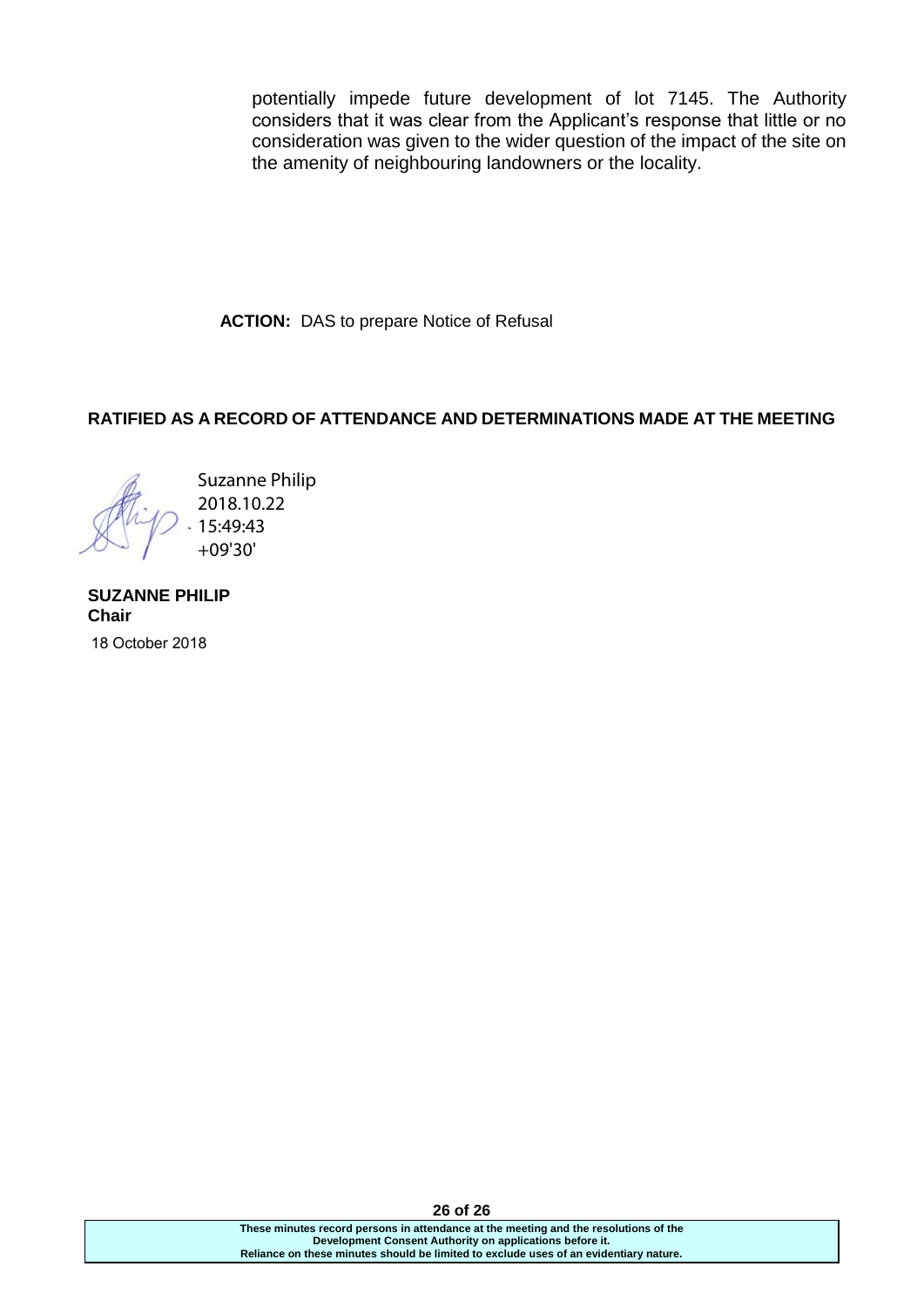potentially impede future development of lot 7145. The Authority considers that it was clear from the Applicant's response that little or no consideration was given to the wider question of the impact of the site on the amenity of neighbouring landowners or the locality.

**ACTION:** DAS to prepare Notice of Refusal

**RATIFIED AS A RECORD OF ATTENDANCE AND DETERMINATIONS MADE AT THE MEETING**

Suzanne Philip
2018.10.22
15:49:43
+09'30'

**SUZANNE PHILIP**
**Chair**

18 October 2018

**These minutes record persons in attendance at the meeting and the resolutions of the Development Consent Authority on applications before it. Reliance on these minutes should be limited to exclude uses of an evidentiary nature.**